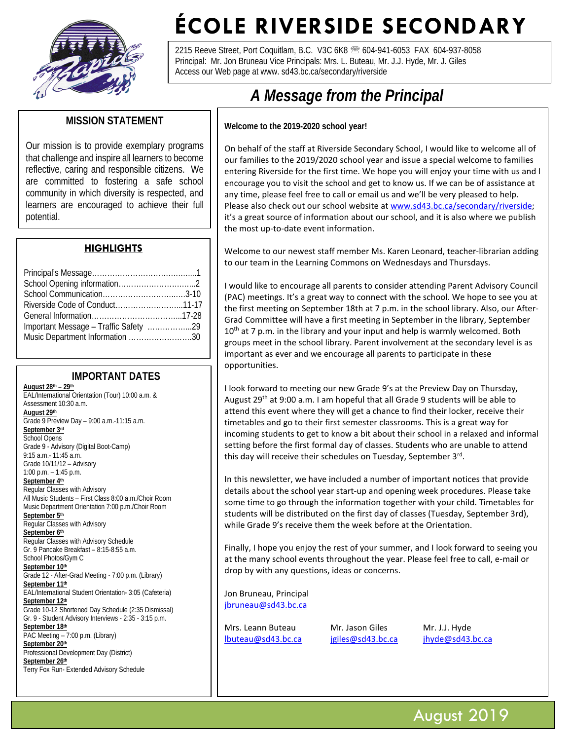# ÉCOLE RIVERSIDE SECONDARY

2215 Reeve Street, Port Coquitlam, B.C. V3C 6K8 ☏ 604-941-6053 FAX 604-937-8058
Principal: Mr. Jon Bruneau Vice Principals: Mrs. L. Buteau, Mr. J.J. Hyde, Mr. J. Giles
Access our Web page at www. sd43.bc.ca/secondary/riverside

## MISSION STATEMENT

Our mission is to provide exemplary programs that challenge and inspire all learners to become reflective, caring and responsible citizens. We are committed to fostering a safe school community in which diversity is respected, and learners are encouraged to achieve their full potential.

## HIGHLIGHTS

Principal's Message……………………………………...1
School Opening information…………………………...2
School Communication……………………………...3-10
Riverside Code of Conduct……………………...11-17
General Information……………………………...17-28
Important Message – Traffic Safety ……………...29
Music Department Information …………………….30

## IMPORTANT DATES

**August 28th – 29th**
EAL/International Orientation (Tour) 10:00 a.m. & Assessment 10:30 a.m.

**August 29th**
Grade 9 Preview Day – 9:00 a.m.-11:15 a.m.

**September 3rd**
School Opens
Grade 9 - Advisory (Digital Boot-Camp) 9:15 a.m.- 11:45 a.m.
Grade 10/11/12 – Advisory 1:00 p.m. – 1:45 p.m.

**September 4th**
Regular Classes with Advisory
All Music Students – First Class 8:00 a.m./Choir Room
Music Department Orientation 7:00 p.m./Choir Room

**September 5th**
Regular Classes with Advisory

**September 6th**
Regular Classes with Advisory Schedule
Gr. 9 Pancake Breakfast – 8:15-8:55 a.m.
School Photos/Gym C

**September 10th**
Grade 12 - After-Grad Meeting - 7:00 p.m. (Library)

**September 11th**
EAL/International Student Orientation- 3:05 (Cafeteria)

**September 12th**
Grade 10-12 Shortened Day Schedule (2:35 Dismissal)
Gr. 9 - Student Advisory Interviews - 2:35 - 3:15 p.m.

**September 18th**
PAC Meeting – 7:00 p.m. (Library)

**September 20th**
Professional Development Day (District)

**September 26th**
Terry Fox Run- Extended Advisory Schedule

## *A Message from the Principal*

**Welcome to the 2019-2020 school year!**

On behalf of the staff at Riverside Secondary School, I would like to welcome all of our families to the 2019/2020 school year and issue a special welcome to families entering Riverside for the first time. We hope you will enjoy your time with us and I encourage you to visit the school and get to know us. If we can be of assistance at any time, please feel free to call or email us and we'll be very pleased to help. Please also check out our school website at www.sd43.bc.ca/secondary/riverside; it's a great source of information about our school, and it is also where we publish the most up-to-date event information.

Welcome to our newest staff member Ms. Karen Leonard, teacher-librarian adding to our team in the Learning Commons on Wednesdays and Thursdays.

I would like to encourage all parents to consider attending Parent Advisory Council (PAC) meetings. It's a great way to connect with the school. We hope to see you at the first meeting on September 18th at 7 p.m. in the school library. Also, our After-Grad Committee will have a first meeting in September in the library, September 10th at 7 p.m. in the library and your input and help is warmly welcomed. Both groups meet in the school library. Parent involvement at the secondary level is as important as ever and we encourage all parents to participate in these opportunities.

I look forward to meeting our new Grade 9's at the Preview Day on Thursday, August 29th at 9:00 a.m. I am hopeful that all Grade 9 students will be able to attend this event where they will get a chance to find their locker, receive their timetables and go to their first semester classrooms. This is a great way for incoming students to get to know a bit about their school in a relaxed and informal setting before the first formal day of classes. Students who are unable to attend this day will receive their schedules on Tuesday, September 3rd.

In this newsletter, we have included a number of important notices that provide details about the school year start-up and opening week procedures. Please take some time to go through the information together with your child. Timetables for students will be distributed on the first day of classes (Tuesday, September 3rd), while Grade 9's receive them the week before at the Orientation.

Finally, I hope you enjoy the rest of your summer, and I look forward to seeing you at the many school events throughout the year. Please feel free to call, e-mail or drop by with any questions, ideas or concerns.

Jon Bruneau, Principal
jbruneau@sd43.bc.ca

Mrs. Leann Buteau
lbuteau@sd43.bc.ca

Mr. Jason Giles
jgiles@sd43.bc.ca

Mr. J.J. Hyde
jhyde@sd43.bc.ca

August 2019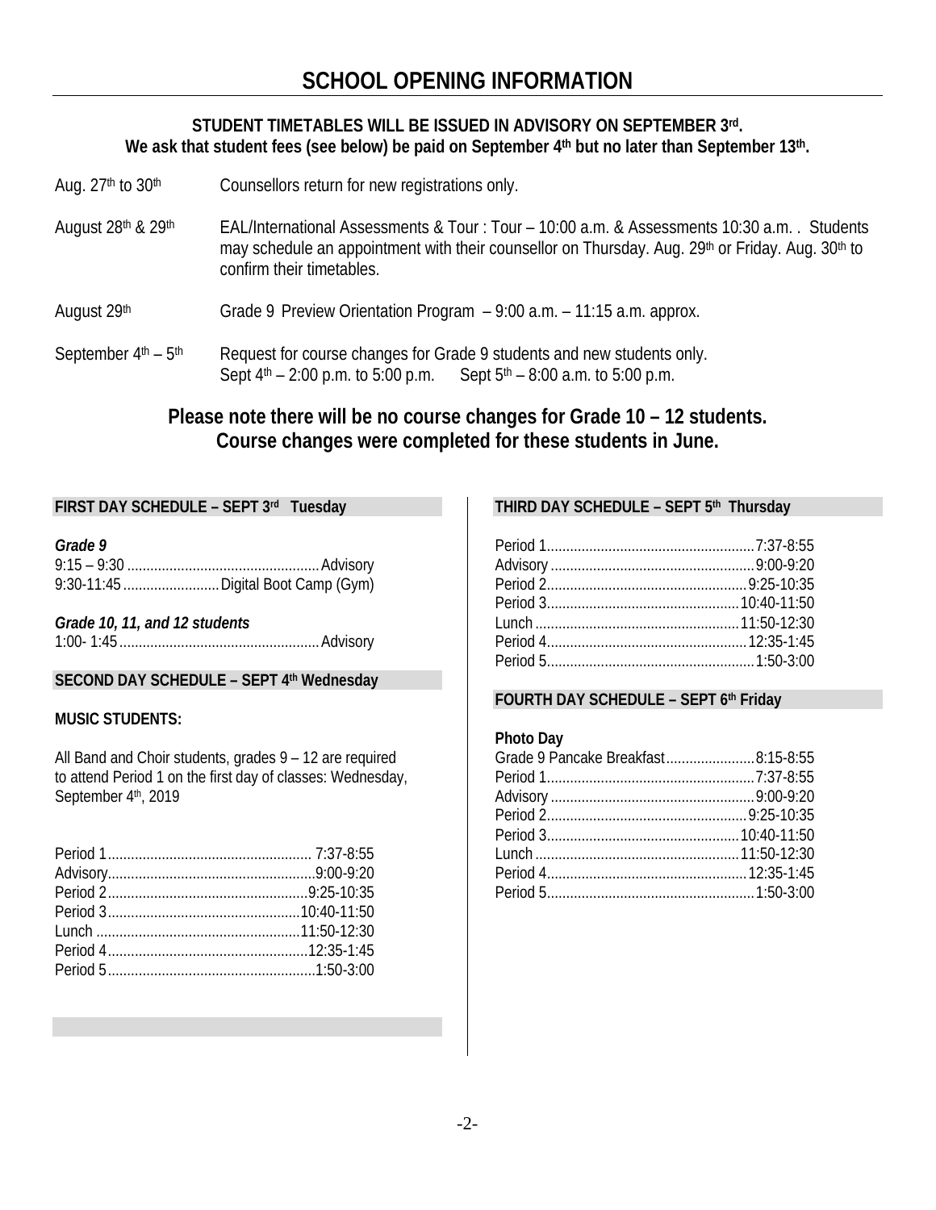# SCHOOL OPENING INFORMATION

**STUDENT TIMETABLES WILL BE ISSUED IN ADVISORY ON SEPTEMBER 3rd.**
**We ask that student fees (see below) be paid on September 4th but no later than September 13th.**

| | |
|---|---|
| Aug. 27th to 30th | Counsellors return for new registrations only. |
| August 28th & 29th | EAL/International Assessments & Tour : Tour – 10:00 a.m. & Assessments 10:30 a.m. . Students may schedule an appointment with their counsellor on Thursday. Aug. 29th or Friday. Aug. 30th to confirm their timetables. |
| August 29th | Grade 9 Preview Orientation Program – 9:00 a.m. – 11:15 a.m. approx. |
| September 4th – 5th | Request for course changes for Grade 9 students and new students only. Sept 4th – 2:00 p.m. to 5:00 p.m. Sept 5th – 8:00 a.m. to 5:00 p.m. |

**Please note there will be no course changes for Grade 10 – 12 students. Course changes were completed for these students in June.**

## FIRST DAY SCHEDULE – SEPT 3rd Tuesday

***Grade 9***

| | |
|---|---|
| 9:15 – 9:30 | Advisory |
| 9:30-11:45 | Digital Boot Camp (Gym) |

***Grade 10, 11, and 12 students***

| | |
|---|---|
| 1:00- 1:45 | Advisory |

## SECOND DAY SCHEDULE – SEPT 4th Wednesday

**MUSIC STUDENTS:**

All Band and Choir students, grades 9 – 12 are required to attend Period 1 on the first day of classes: Wednesday, September 4th, 2019

| | |
|---|---|
| Period 1 | 7:37-8:55 |
| Advisory | 9:00-9:20 |
| Period 2 | 9:25-10:35 |
| Period 3 | 10:40-11:50 |
| Lunch | 11:50-12:30 |
| Period 4 | 12:35-1:45 |
| Period 5 | 1:50-3:00 |

## THIRD DAY SCHEDULE – SEPT 5th Thursday

| | |
|---|---|
| Period 1 | 7:37-8:55 |
| Advisory | 9:00-9:20 |
| Period 2 | 9:25-10:35 |
| Period 3 | 10:40-11:50 |
| Lunch | 11:50-12:30 |
| Period 4 | 12:35-1:45 |
| Period 5 | 1:50-3:00 |

## FOURTH DAY SCHEDULE – SEPT 6th Friday

**Photo Day**

| | |
|---|---|
| Grade 9 Pancake Breakfast | 8:15-8:55 |
| Period 1 | 7:37-8:55 |
| Advisory | 9:00-9:20 |
| Period 2 | 9:25-10:35 |
| Period 3 | 10:40-11:50 |
| Lunch | 11:50-12:30 |
| Period 4 | 12:35-1:45 |
| Period 5 | 1:50-3:00 |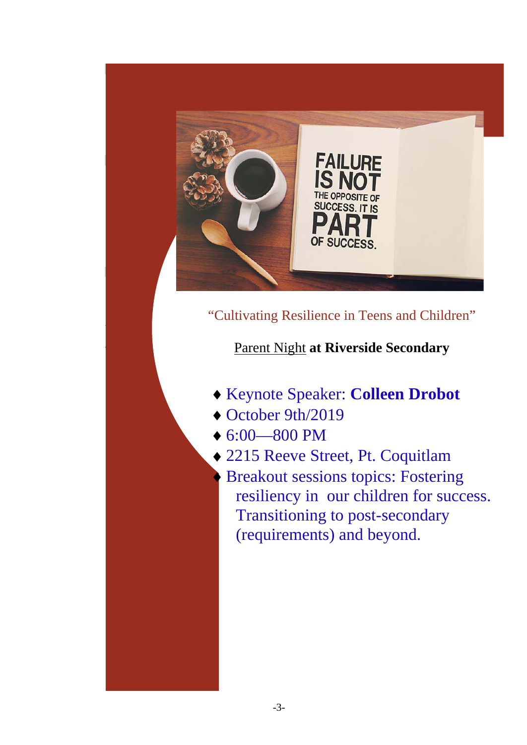"Cultivating Resilience in Teens and Children"

Parent Night **at Riverside Secondary**

- Keynote Speaker: **Colleen Drobot**
- October 9th/2019
- 6:00—800 PM
- 2215 Reeve Street, Pt. Coquitlam
- Breakout sessions topics: Fostering resiliency in our children for success. Transitioning to post-secondary (requirements) and beyond.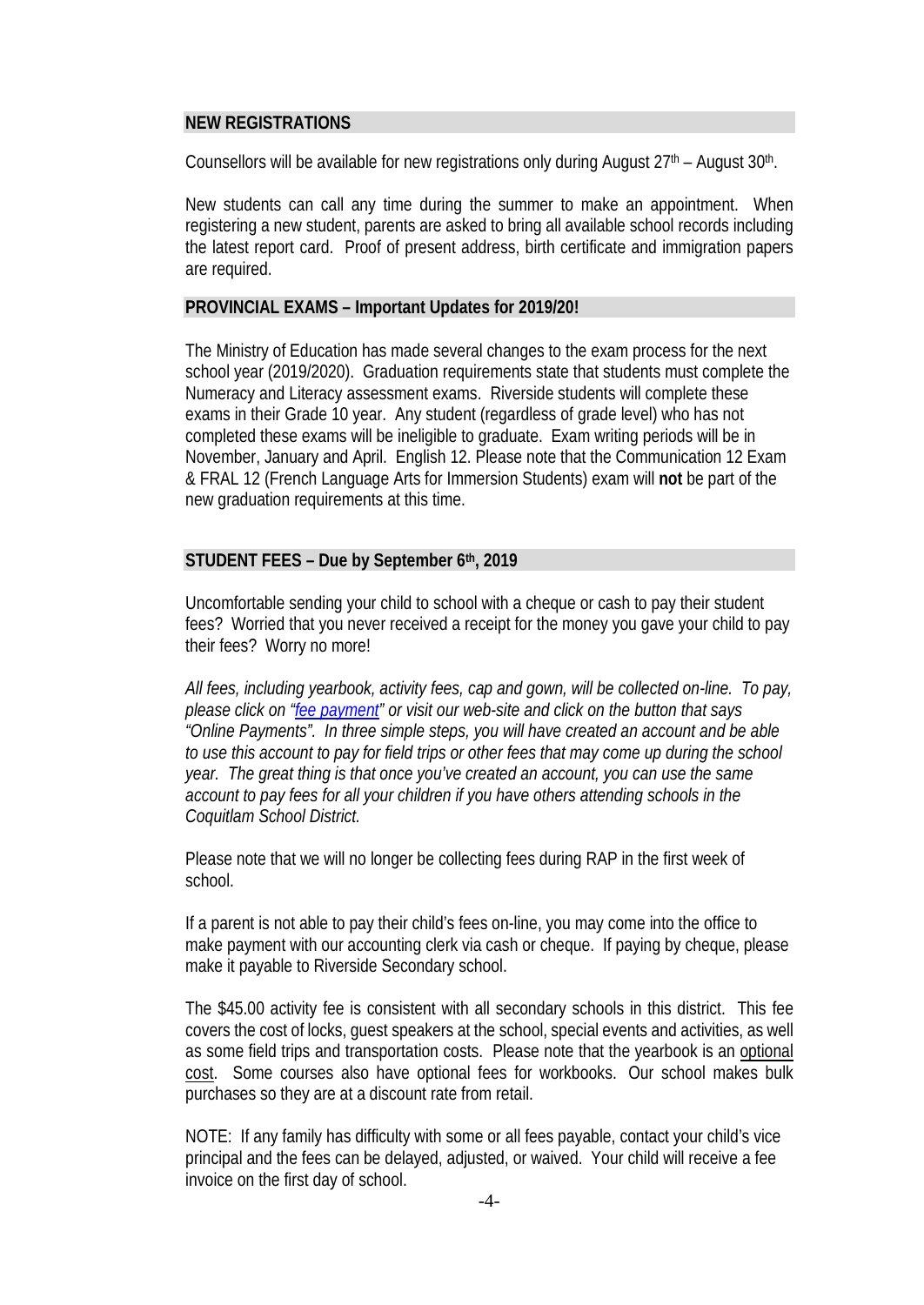## NEW REGISTRATIONS

Counsellors will be available for new registrations only during August 27th – August 30th.

New students can call any time during the summer to make an appointment. When registering a new student, parents are asked to bring all available school records including the latest report card. Proof of present address, birth certificate and immigration papers are required.

## PROVINCIAL EXAMS – Important Updates for 2019/20!

The Ministry of Education has made several changes to the exam process for the next school year (2019/2020). Graduation requirements state that students must complete the Numeracy and Literacy assessment exams. Riverside students will complete these exams in their Grade 10 year. Any student (regardless of grade level) who has not completed these exams will be ineligible to graduate. Exam writing periods will be in November, January and April. English 12. Please note that the Communication 12 Exam & FRAL 12 (French Language Arts for Immersion Students) exam will **not** be part of the new graduation requirements at this time.

## STUDENT FEES – Due by September 6th, 2019

Uncomfortable sending your child to school with a cheque or cash to pay their student fees? Worried that you never received a receipt for the money you gave your child to pay their fees? Worry no more!

*All fees, including yearbook, activity fees, cap and gown, will be collected on-line. To pay, please click on "fee payment" or visit our web-site and click on the button that says "Online Payments". In three simple steps, you will have created an account and be able to use this account to pay for field trips or other fees that may come up during the school year. The great thing is that once you've created an account, you can use the same account to pay fees for all your children if you have others attending schools in the Coquitlam School District.*

Please note that we will no longer be collecting fees during RAP in the first week of school.

If a parent is not able to pay their child's fees on-line, you may come into the office to make payment with our accounting clerk via cash or cheque. If paying by cheque, please make it payable to Riverside Secondary school.

The $45.00 activity fee is consistent with all secondary schools in this district. This fee covers the cost of locks, guest speakers at the school, special events and activities, as well as some field trips and transportation costs. Please note that the yearbook is an optional cost. Some courses also have optional fees for workbooks. Our school makes bulk purchases so they are at a discount rate from retail.

NOTE: If any family has difficulty with some or all fees payable, contact your child's vice principal and the fees can be delayed, adjusted, or waived. Your child will receive a fee invoice on the first day of school.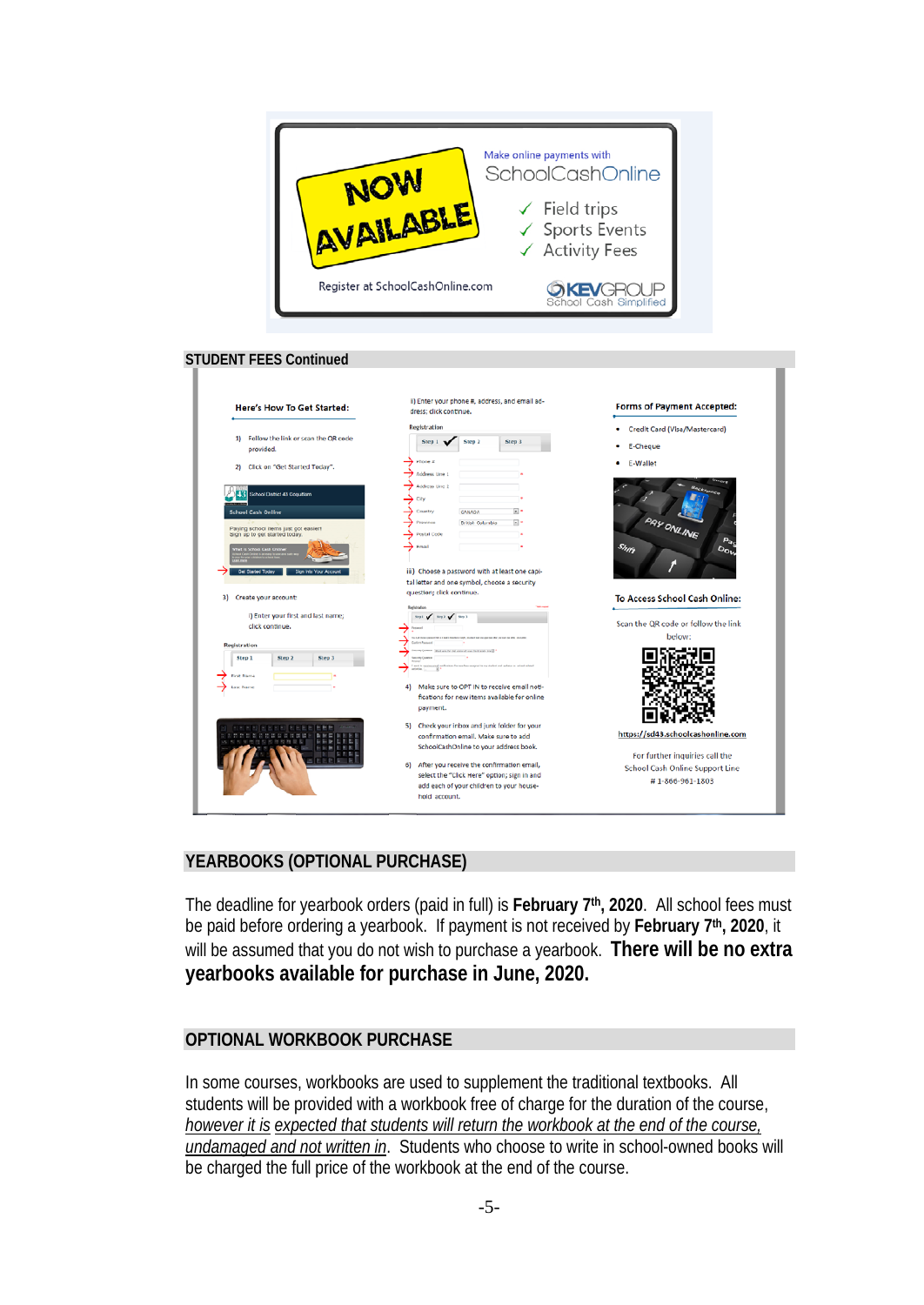**NOW AVAILABLE**

Make online payments with SchoolCashOnline

- ✓ Field trips
- ✓ Sports Events
- ✓ Activity Fees

Register at SchoolCashOnline.com

KEVGROUP School Cash Simplified

## STUDENT FEES Continued

**Here's How To Get Started:**

1) Follow the link or scan the QR code provided.

2) Click on "Get Started Today".

3) Create your account:

i) Enter your first and last name; click continue.

ii) Enter your phone #, address, and email address; click continue.

iii) Choose a password with at least one capital letter and one symbol, choose a security question; click continue.

4) Make sure to OPT IN to receive email notifications for new items available for online payment.

5) Check your inbox and junk folder for your confirmation email. Make sure to add SchoolCashOnline to your address book.

6) After you receive the confirmation email, select the "Click Here" option; sign in and add each of your children to your household account.

**Forms of Payment Accepted:**

- Credit Card (Visa/Mastercard)
- E-Cheque
- E-Wallet

**To Access School Cash Online:**

Scan the QR code or follow the link below:

https://sd43.schoolcashonline.com

For further inquiries call the School Cash Online Support Line # 1-866-961-1803

## YEARBOOKS (OPTIONAL PURCHASE)

The deadline for yearbook orders (paid in full) is **February 7th, 2020**. All school fees must be paid before ordering a yearbook. If payment is not received by **February 7th, 2020**, it will be assumed that you do not wish to purchase a yearbook. **There will be no extra yearbooks available for purchase in June, 2020.**

## OPTIONAL WORKBOOK PURCHASE

In some courses, workbooks are used to supplement the traditional textbooks. All students will be provided with a workbook free of charge for the duration of the course, *however it is expected that students will return the workbook at the end of the course, undamaged and not written in*. Students who choose to write in school-owned books will be charged the full price of the workbook at the end of the course.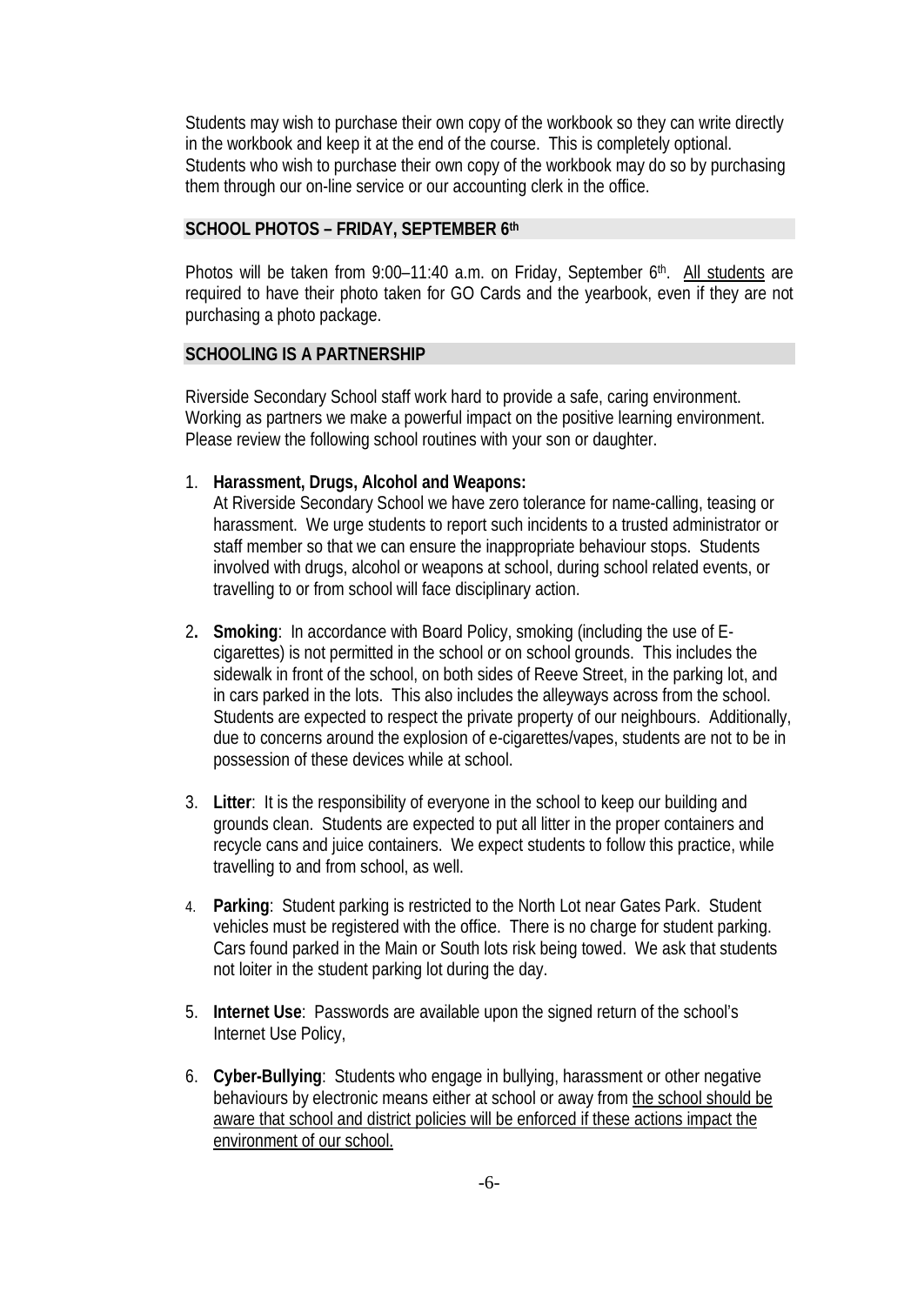Students may wish to purchase their own copy of the workbook so they can write directly in the workbook and keep it at the end of the course. This is completely optional. Students who wish to purchase their own copy of the workbook may do so by purchasing them through our on-line service or our accounting clerk in the office.

## SCHOOL PHOTOS – FRIDAY, SEPTEMBER 6th

Photos will be taken from 9:00–11:40 a.m. on Friday, September 6th. All students are required to have their photo taken for GO Cards and the yearbook, even if they are not purchasing a photo package.

## SCHOOLING IS A PARTNERSHIP

Riverside Secondary School staff work hard to provide a safe, caring environment. Working as partners we make a powerful impact on the positive learning environment. Please review the following school routines with your son or daughter.

1. **Harassment, Drugs, Alcohol and Weapons:**
   At Riverside Secondary School we have zero tolerance for name-calling, teasing or harassment. We urge students to report such incidents to a trusted administrator or staff member so that we can ensure the inappropriate behaviour stops. Students involved with drugs, alcohol or weapons at school, during school related events, or travelling to or from school will face disciplinary action.

2. **Smoking**: In accordance with Board Policy, smoking (including the use of E-cigarettes) is not permitted in the school or on school grounds. This includes the sidewalk in front of the school, on both sides of Reeve Street, in the parking lot, and in cars parked in the lots. This also includes the alleyways across from the school. Students are expected to respect the private property of our neighbours. Additionally, due to concerns around the explosion of e-cigarettes/vapes, students are not to be in possession of these devices while at school.

3. **Litter**: It is the responsibility of everyone in the school to keep our building and grounds clean. Students are expected to put all litter in the proper containers and recycle cans and juice containers. We expect students to follow this practice, while travelling to and from school, as well.

4. **Parking**: Student parking is restricted to the North Lot near Gates Park. Student vehicles must be registered with the office. There is no charge for student parking. Cars found parked in the Main or South lots risk being towed. We ask that students not loiter in the student parking lot during the day.

5. **Internet Use**: Passwords are available upon the signed return of the school's Internet Use Policy,

6. **Cyber-Bullying**: Students who engage in bullying, harassment or other negative behaviours by electronic means either at school or away from the school should be aware that school and district policies will be enforced if these actions impact the environment of our school.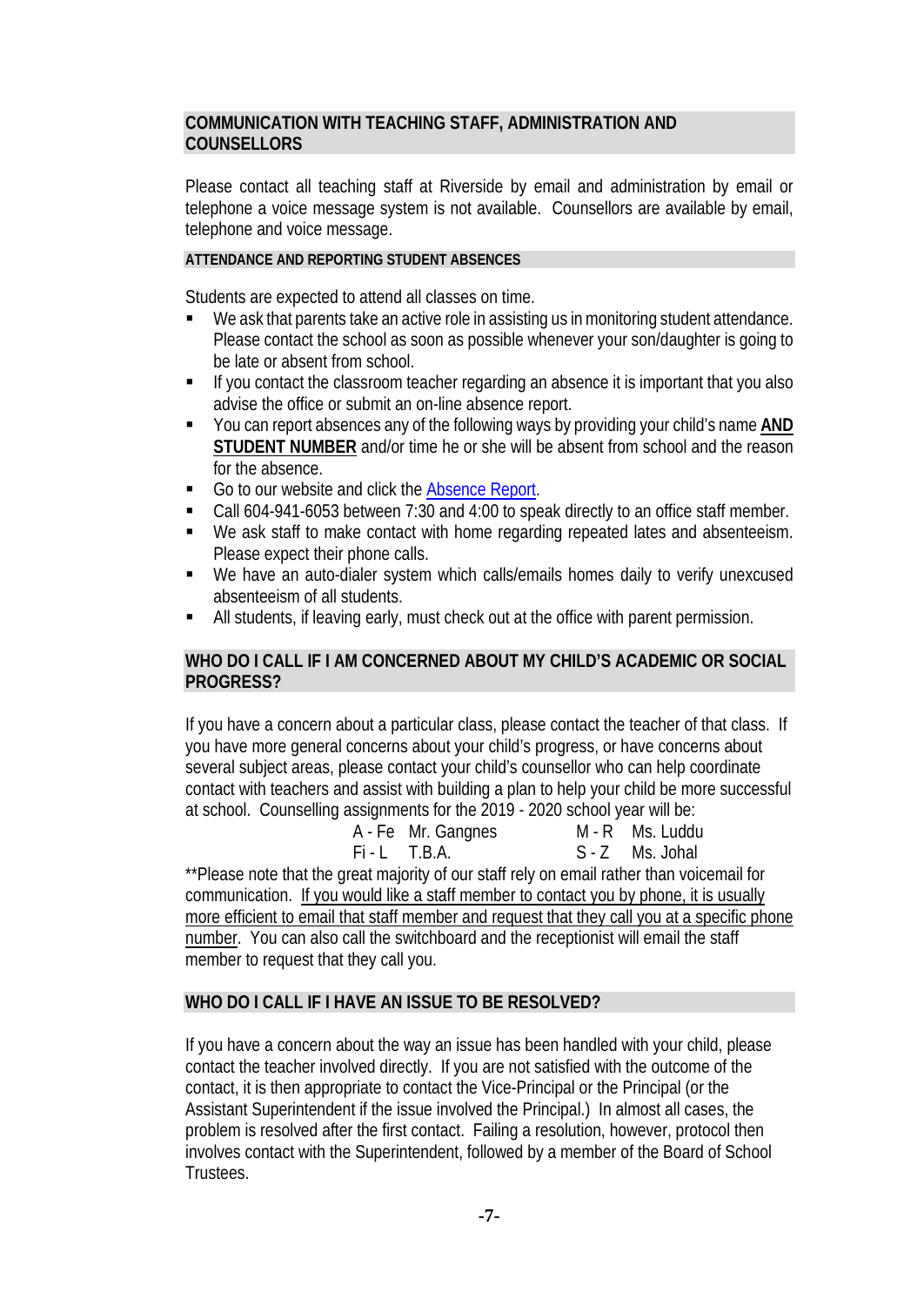## COMMUNICATION WITH TEACHING STAFF, ADMINISTRATION AND COUNSELLORS

Please contact all teaching staff at Riverside by email and administration by email or telephone a voice message system is not available. Counsellors are available by email, telephone and voice message.

#### ATTENDANCE AND REPORTING STUDENT ABSENCES

Students are expected to attend all classes on time.

- We ask that parents take an active role in assisting us in monitoring student attendance. Please contact the school as soon as possible whenever your son/daughter is going to be late or absent from school.
- If you contact the classroom teacher regarding an absence it is important that you also advise the office or submit an on-line absence report.
- You can report absences any of the following ways by providing your child's name **AND STUDENT NUMBER** and/or time he or she will be absent from school and the reason for the absence.
- Go to our website and click the Absence Report.
- Call 604-941-6053 between 7:30 and 4:00 to speak directly to an office staff member.
- We ask staff to make contact with home regarding repeated lates and absenteeism. Please expect their phone calls.
- We have an auto-dialer system which calls/emails homes daily to verify unexcused absenteeism of all students.
- All students, if leaving early, must check out at the office with parent permission.

## WHO DO I CALL IF I AM CONCERNED ABOUT MY CHILD'S ACADEMIC OR SOCIAL PROGRESS?

If you have a concern about a particular class, please contact the teacher of that class. If you have more general concerns about your child's progress, or have concerns about several subject areas, please contact your child's counsellor who can help coordinate contact with teachers and assist with building a plan to help your child be more successful at school. Counselling assignments for the 2019 - 2020 school year will be:

| | | | |
|---|---|---|---|
| A - Fe | Mr. Gangnes | M - R | Ms. Luddu |
| Fi - L | T.B.A. | S - Z | Ms. Johal |

**Please note that the great majority of our staff rely on email rather than voicemail for communication. If you would like a staff member to contact you by phone, it is usually more efficient to email that staff member and request that they call you at a specific phone number. You can also call the switchboard and the receptionist will email the staff member to request that they call you.

## WHO DO I CALL IF I HAVE AN ISSUE TO BE RESOLVED?

If you have a concern about the way an issue has been handled with your child, please contact the teacher involved directly. If you are not satisfied with the outcome of the contact, it is then appropriate to contact the Vice-Principal or the Principal (or the Assistant Superintendent if the issue involved the Principal.) In almost all cases, the problem is resolved after the first contact. Failing a resolution, however, protocol then involves contact with the Superintendent, followed by a member of the Board of School Trustees.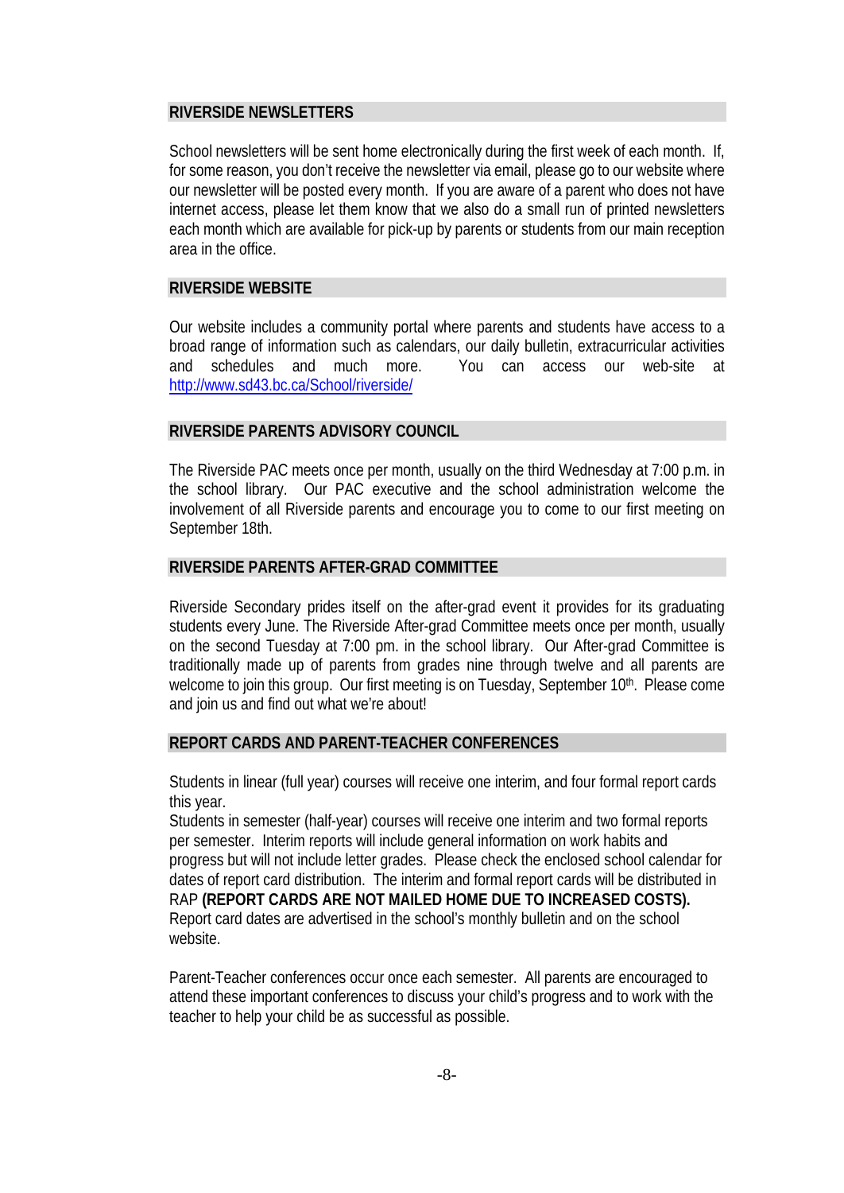## RIVERSIDE NEWSLETTERS

School newsletters will be sent home electronically during the first week of each month. If, for some reason, you don't receive the newsletter via email, please go to our website where our newsletter will be posted every month. If you are aware of a parent who does not have internet access, please let them know that we also do a small run of printed newsletters each month which are available for pick-up by parents or students from our main reception area in the office.

## RIVERSIDE WEBSITE

Our website includes a community portal where parents and students have access to a broad range of information such as calendars, our daily bulletin, extracurricular activities and schedules and much more. You can access our web-site at http://www.sd43.bc.ca/School/riverside/

## RIVERSIDE PARENTS ADVISORY COUNCIL

The Riverside PAC meets once per month, usually on the third Wednesday at 7:00 p.m. in the school library. Our PAC executive and the school administration welcome the involvement of all Riverside parents and encourage you to come to our first meeting on September 18th.

## RIVERSIDE PARENTS AFTER-GRAD COMMITTEE

Riverside Secondary prides itself on the after-grad event it provides for its graduating students every June. The Riverside After-grad Committee meets once per month, usually on the second Tuesday at 7:00 pm. in the school library. Our After-grad Committee is traditionally made up of parents from grades nine through twelve and all parents are welcome to join this group. Our first meeting is on Tuesday, September 10th. Please come and join us and find out what we're about!

## REPORT CARDS AND PARENT-TEACHER CONFERENCES

Students in linear (full year) courses will receive one interim, and four formal report cards this year.

Students in semester (half-year) courses will receive one interim and two formal reports per semester. Interim reports will include general information on work habits and progress but will not include letter grades. Please check the enclosed school calendar for dates of report card distribution. The interim and formal report cards will be distributed in RAP **(REPORT CARDS ARE NOT MAILED HOME DUE TO INCREASED COSTS).** Report card dates are advertised in the school's monthly bulletin and on the school website.

Parent-Teacher conferences occur once each semester. All parents are encouraged to attend these important conferences to discuss your child's progress and to work with the teacher to help your child be as successful as possible.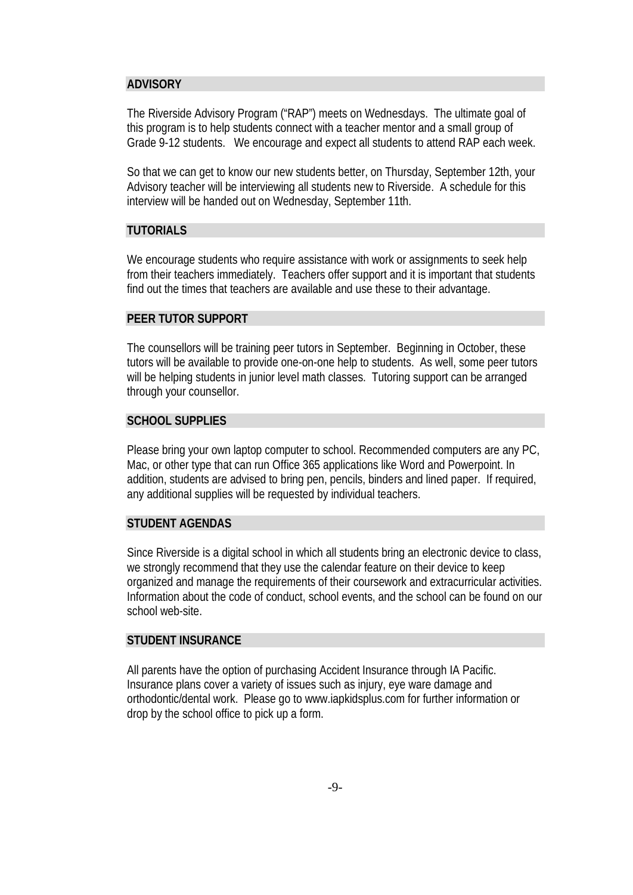## ADVISORY

The Riverside Advisory Program ("RAP") meets on Wednesdays. The ultimate goal of this program is to help students connect with a teacher mentor and a small group of Grade 9-12 students. We encourage and expect all students to attend RAP each week.

So that we can get to know our new students better, on Thursday, September 12th, your Advisory teacher will be interviewing all students new to Riverside. A schedule for this interview will be handed out on Wednesday, September 11th.

## TUTORIALS

We encourage students who require assistance with work or assignments to seek help from their teachers immediately. Teachers offer support and it is important that students find out the times that teachers are available and use these to their advantage.

## PEER TUTOR SUPPORT

The counsellors will be training peer tutors in September. Beginning in October, these tutors will be available to provide one-on-one help to students. As well, some peer tutors will be helping students in junior level math classes. Tutoring support can be arranged through your counsellor.

## SCHOOL SUPPLIES

Please bring your own laptop computer to school. Recommended computers are any PC, Mac, or other type that can run Office 365 applications like Word and Powerpoint. In addition, students are advised to bring pen, pencils, binders and lined paper. If required, any additional supplies will be requested by individual teachers.

## STUDENT AGENDAS

Since Riverside is a digital school in which all students bring an electronic device to class, we strongly recommend that they use the calendar feature on their device to keep organized and manage the requirements of their coursework and extracurricular activities. Information about the code of conduct, school events, and the school can be found on our school web-site.

## STUDENT INSURANCE

All parents have the option of purchasing Accident Insurance through IA Pacific. Insurance plans cover a variety of issues such as injury, eye ware damage and orthodontic/dental work. Please go to www.iapkidsplus.com for further information or drop by the school office to pick up a form.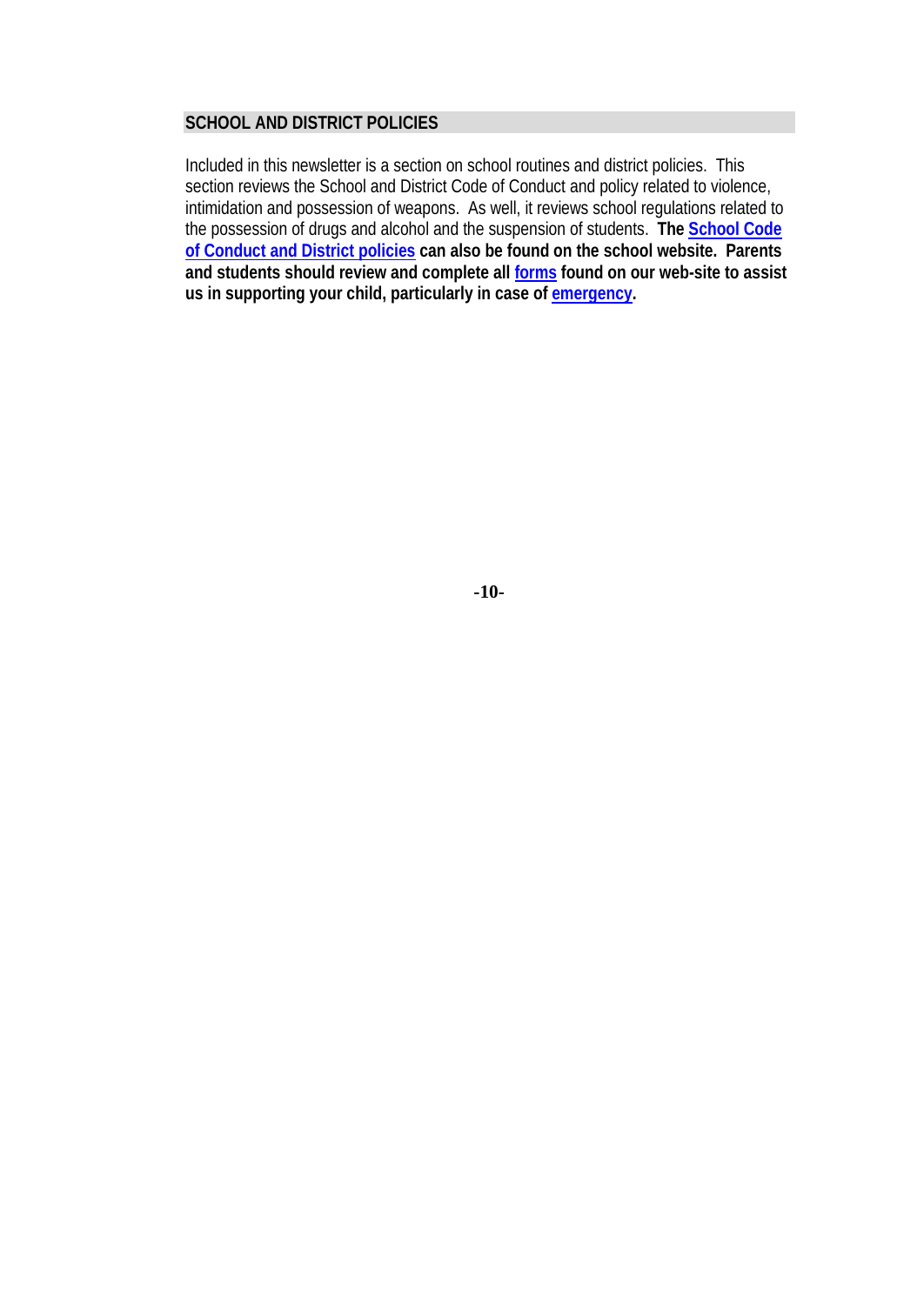## SCHOOL AND DISTRICT POLICIES

Included in this newsletter is a section on school routines and district policies. This section reviews the School and District Code of Conduct and policy related to violence, intimidation and possession of weapons. As well, it reviews school regulations related to the possession of drugs and alcohol and the suspension of students. **The School Code of Conduct and District policies can also be found on the school website. Parents and students should review and complete all forms found on our web-site to assist us in supporting your child, particularly in case of emergency.**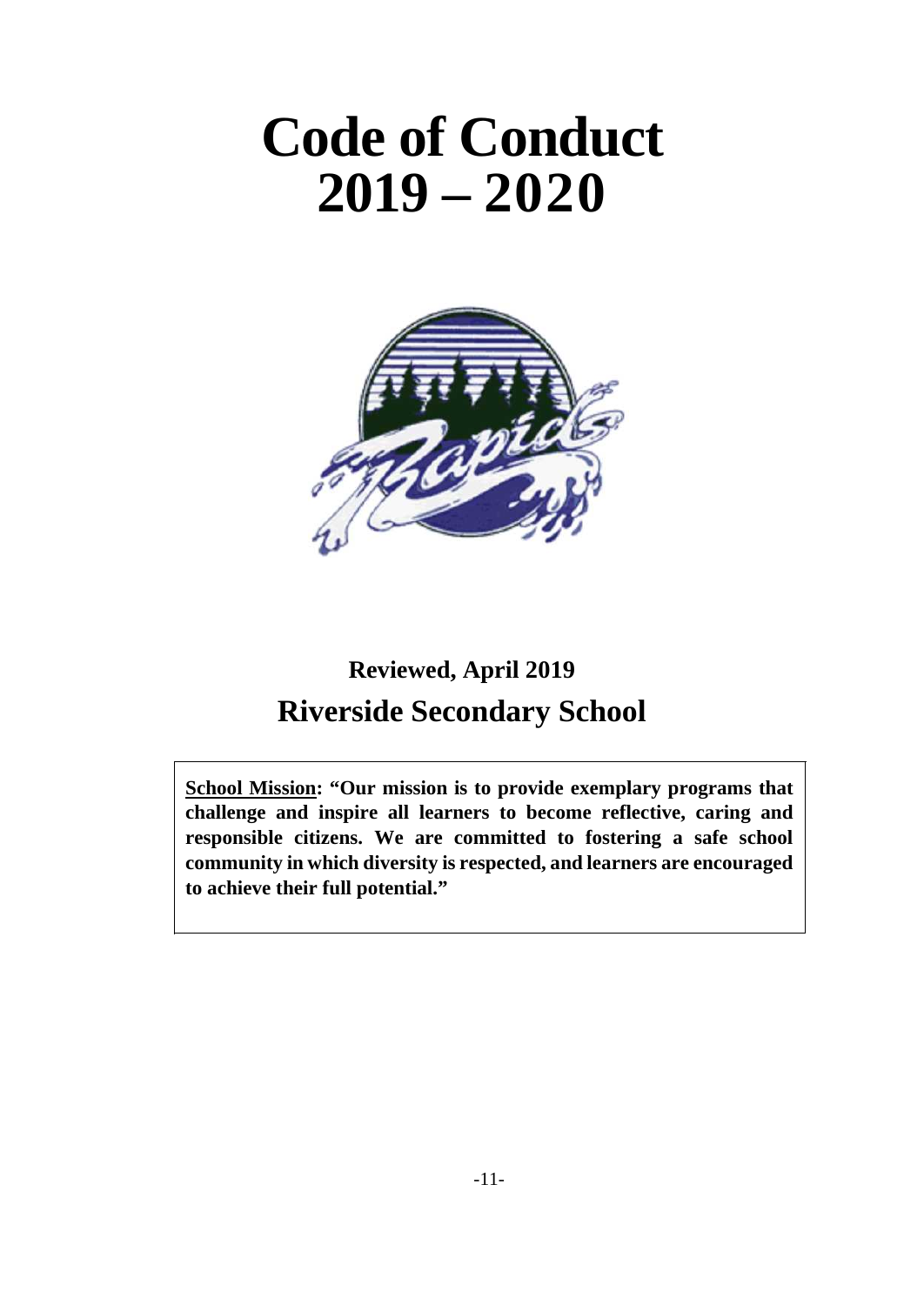# Code of Conduct
# 2019 – 2020

**Reviewed, April 2019**

## Riverside Secondary School

**<u>School Mission</u>: "Our mission is to provide exemplary programs that challenge and inspire all learners to become reflective, caring and responsible citizens. We are committed to fostering a safe school community in which diversity is respected, and learners are encouraged to achieve their full potential."**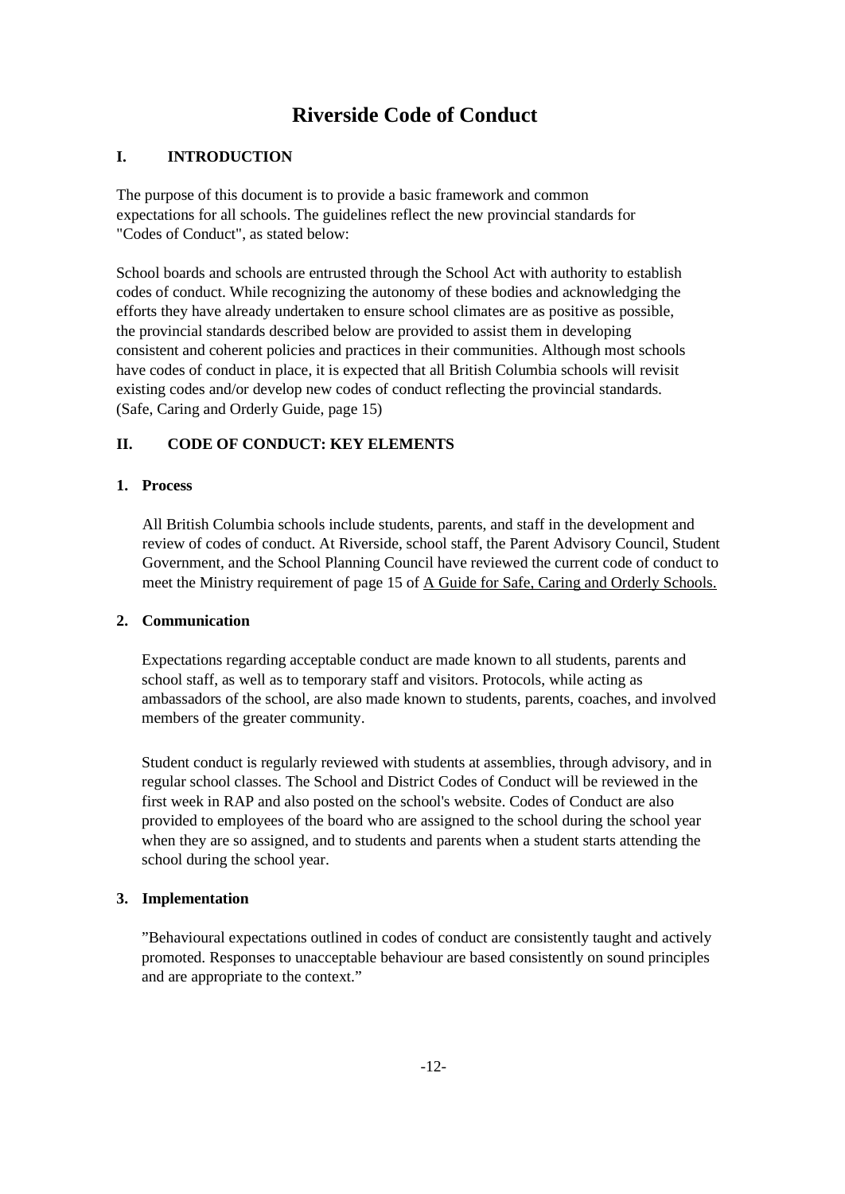# Riverside Code of Conduct

## I. INTRODUCTION

The purpose of this document is to provide a basic framework and common expectations for all schools. The guidelines reflect the new provincial standards for "Codes of Conduct", as stated below:

School boards and schools are entrusted through the School Act with authority to establish codes of conduct. While recognizing the autonomy of these bodies and acknowledging the efforts they have already undertaken to ensure school climates are as positive as possible, the provincial standards described below are provided to assist them in developing consistent and coherent policies and practices in their communities. Although most schools have codes of conduct in place, it is expected that all British Columbia schools will revisit existing codes and/or develop new codes of conduct reflecting the provincial standards. (Safe, Caring and Orderly Guide, page 15)

## II. CODE OF CONDUCT: KEY ELEMENTS

### 1. Process

All British Columbia schools include students, parents, and staff in the development and review of codes of conduct. At Riverside, school staff, the Parent Advisory Council, Student Government, and the School Planning Council have reviewed the current code of conduct to meet the Ministry requirement of page 15 of A Guide for Safe, Caring and Orderly Schools.

### 2. Communication

Expectations regarding acceptable conduct are made known to all students, parents and school staff, as well as to temporary staff and visitors. Protocols, while acting as ambassadors of the school, are also made known to students, parents, coaches, and involved members of the greater community.

Student conduct is regularly reviewed with students at assemblies, through advisory, and in regular school classes. The School and District Codes of Conduct will be reviewed in the first week in RAP and also posted on the school's website. Codes of Conduct are also provided to employees of the board who are assigned to the school during the school year when they are so assigned, and to students and parents when a student starts attending the school during the school year.

### 3. Implementation

"Behavioural expectations outlined in codes of conduct are consistently taught and actively promoted. Responses to unacceptable behaviour are based consistently on sound principles and are appropriate to the context."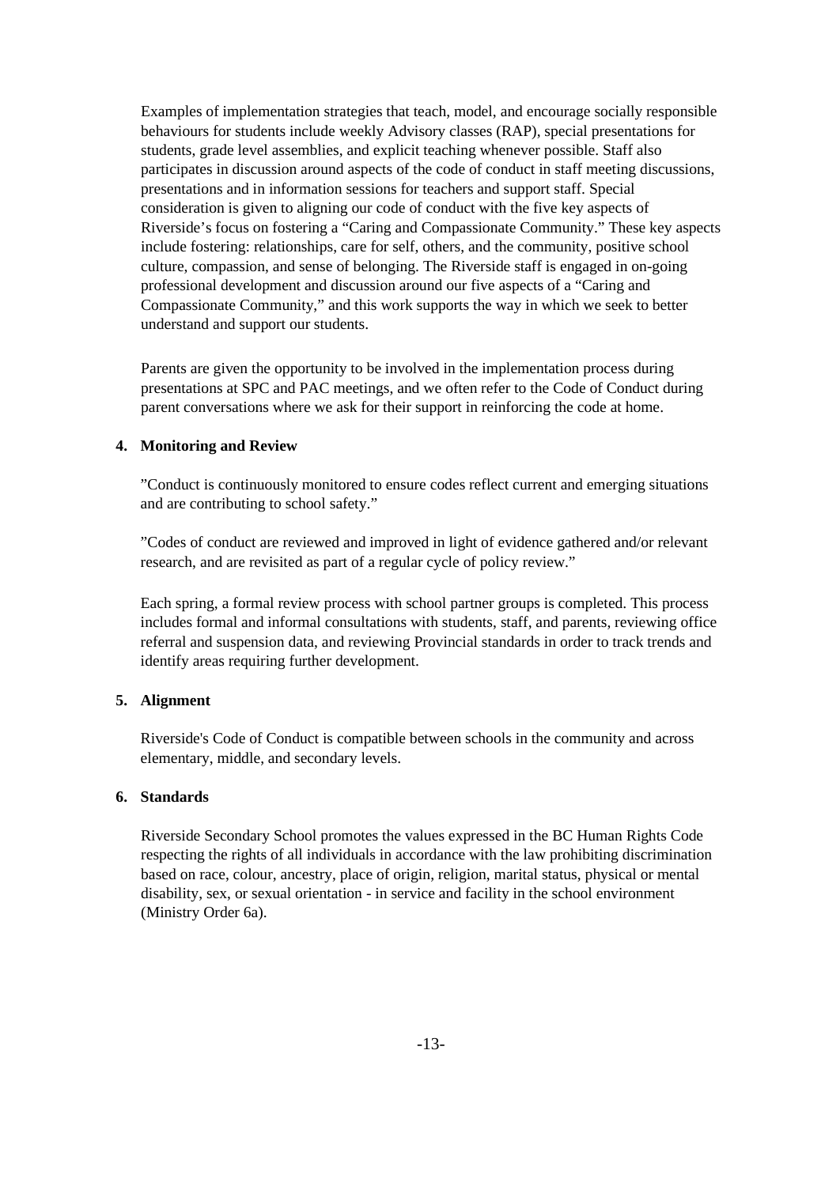Examples of implementation strategies that teach, model, and encourage socially responsible behaviours for students include weekly Advisory classes (RAP), special presentations for students, grade level assemblies, and explicit teaching whenever possible. Staff also participates in discussion around aspects of the code of conduct in staff meeting discussions, presentations and in information sessions for teachers and support staff. Special consideration is given to aligning our code of conduct with the five key aspects of Riverside's focus on fostering a "Caring and Compassionate Community." These key aspects include fostering: relationships, care for self, others, and the community, positive school culture, compassion, and sense of belonging. The Riverside staff is engaged in on-going professional development and discussion around our five aspects of a "Caring and Compassionate Community," and this work supports the way in which we seek to better understand and support our students.

Parents are given the opportunity to be involved in the implementation process during presentations at SPC and PAC meetings, and we often refer to the Code of Conduct during parent conversations where we ask for their support in reinforcing the code at home.

**4. Monitoring and Review**

"Conduct is continuously monitored to ensure codes reflect current and emerging situations and are contributing to school safety."

"Codes of conduct are reviewed and improved in light of evidence gathered and/or relevant research, and are revisited as part of a regular cycle of policy review."

Each spring, a formal review process with school partner groups is completed. This process includes formal and informal consultations with students, staff, and parents, reviewing office referral and suspension data, and reviewing Provincial standards in order to track trends and identify areas requiring further development.

**5. Alignment**

Riverside's Code of Conduct is compatible between schools in the community and across elementary, middle, and secondary levels.

**6. Standards**

Riverside Secondary School promotes the values expressed in the BC Human Rights Code respecting the rights of all individuals in accordance with the law prohibiting discrimination based on race, colour, ancestry, place of origin, religion, marital status, physical or mental disability, sex, or sexual orientation - in service and facility in the school environment (Ministry Order 6a).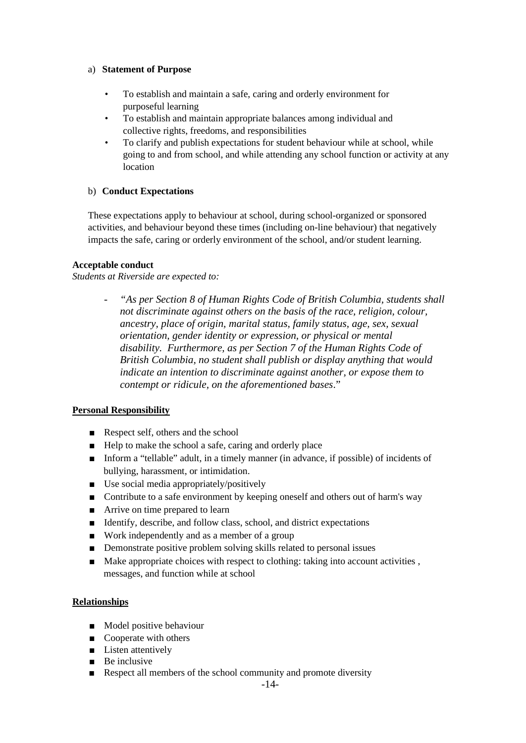a) **Statement of Purpose**

- To establish and maintain a safe, caring and orderly environment for purposeful learning
- To establish and maintain appropriate balances among individual and collective rights, freedoms, and responsibilities
- To clarify and publish expectations for student behaviour while at school, while going to and from school, and while attending any school function or activity at any location

b) **Conduct Expectations**

These expectations apply to behaviour at school, during school-organized or sponsored activities, and behaviour beyond these times (including on-line behaviour) that negatively impacts the safe, caring or orderly environment of the school, and/or student learning.

**Acceptable conduct**

*Students at Riverside are expected to:*

- *"As per Section 8 of Human Rights Code of British Columbia, students shall not discriminate against others on the basis of the race, religion, colour, ancestry, place of origin, marital status, family status, age, sex, sexual orientation, gender identity or expression, or physical or mental disability. Furthermore, as per Section 7 of the Human Rights Code of British Columbia, no student shall publish or display anything that would indicate an intention to discriminate against another, or expose them to contempt or ridicule, on the aforementioned bases*."

**Personal Responsibility**

- Respect self, others and the school
- Help to make the school a safe, caring and orderly place
- Inform a "tellable" adult, in a timely manner (in advance, if possible) of incidents of bullying, harassment, or intimidation.
- Use social media appropriately/positively
- Contribute to a safe environment by keeping oneself and others out of harm's way
- Arrive on time prepared to learn
- Identify, describe, and follow class, school, and district expectations
- Work independently and as a member of a group
- Demonstrate positive problem solving skills related to personal issues
- Make appropriate choices with respect to clothing: taking into account activities , messages, and function while at school

**Relationships**

- Model positive behaviour
- Cooperate with others
- Listen attentively
- Be inclusive
- Respect all members of the school community and promote diversity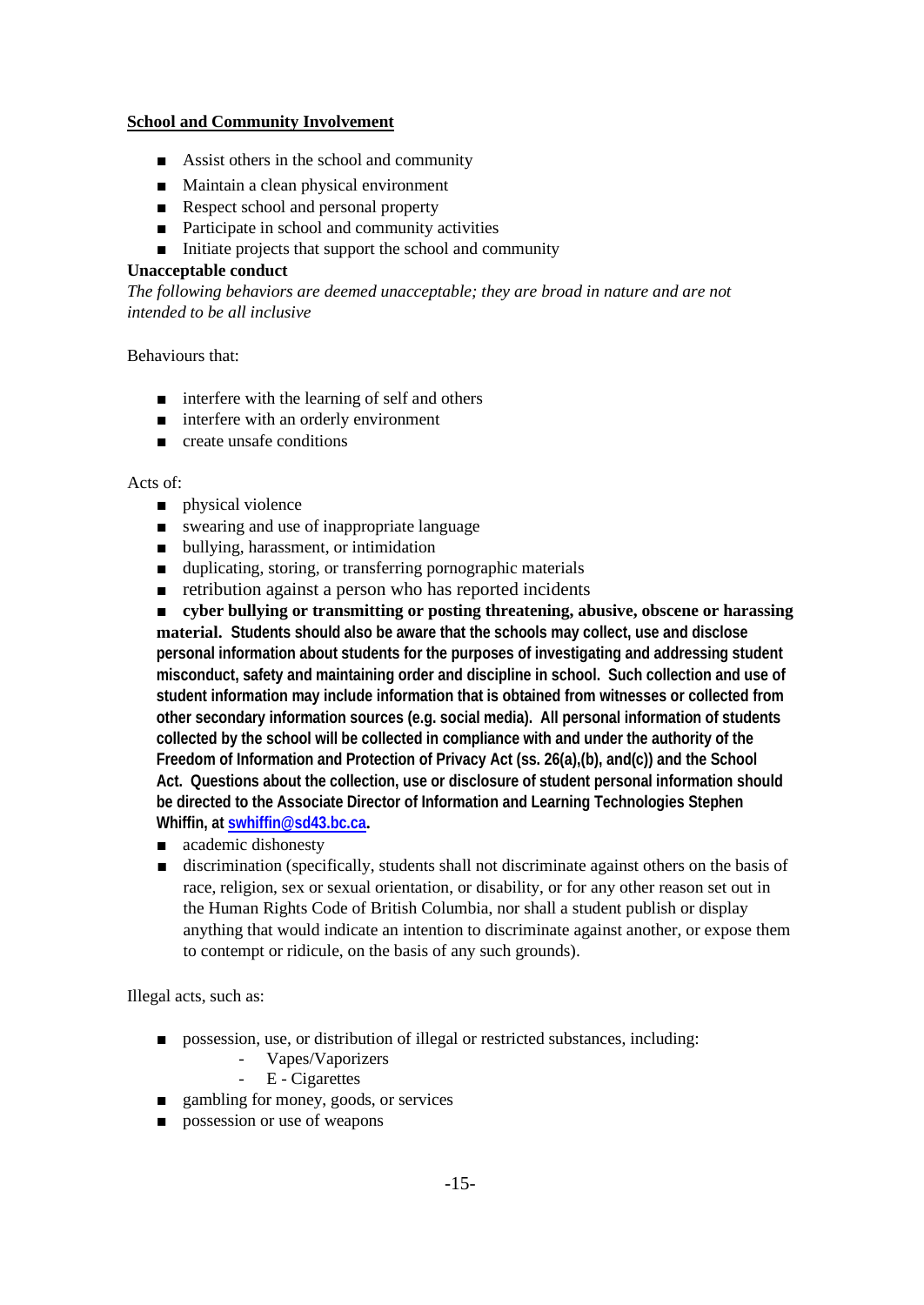**School and Community Involvement**

- Assist others in the school and community
- Maintain a clean physical environment
- Respect school and personal property
- Participate in school and community activities
- Initiate projects that support the school and community

**Unacceptable conduct**

*The following behaviors are deemed unacceptable; they are broad in nature and are not intended to be all inclusive*

Behaviours that:

- interfere with the learning of self and others
- interfere with an orderly environment
- create unsafe conditions

Acts of:

- physical violence
- swearing and use of inappropriate language
- bullying, harassment, or intimidation
- duplicating, storing, or transferring pornographic materials
- retribution against a person who has reported incidents
- **cyber bullying or transmitting or posting threatening, abusive, obscene or harassing material. Students should also be aware that the schools may collect, use and disclose personal information about students for the purposes of investigating and addressing student misconduct, safety and maintaining order and discipline in school. Such collection and use of student information may include information that is obtained from witnesses or collected from other secondary information sources (e.g. social media). All personal information of students collected by the school will be collected in compliance with and under the authority of the Freedom of Information and Protection of Privacy Act (ss. 26(a),(b), and(c)) and the School Act. Questions about the collection, use or disclosure of student personal information should be directed to the Associate Director of Information and Learning Technologies Stephen Whiffin, at [swhiffin@sd43.bc.ca](mailto:swhiffin@sd43.bc.ca).**
- academic dishonesty
- discrimination (specifically, students shall not discriminate against others on the basis of race, religion, sex or sexual orientation, or disability, or for any other reason set out in the Human Rights Code of British Columbia, nor shall a student publish or display anything that would indicate an intention to discriminate against another, or expose them to contempt or ridicule, on the basis of any such grounds).

Illegal acts, such as:

- possession, use, or distribution of illegal or restricted substances, including:
  - Vapes/Vaporizers
  - E - Cigarettes
- gambling for money, goods, or services
- possession or use of weapons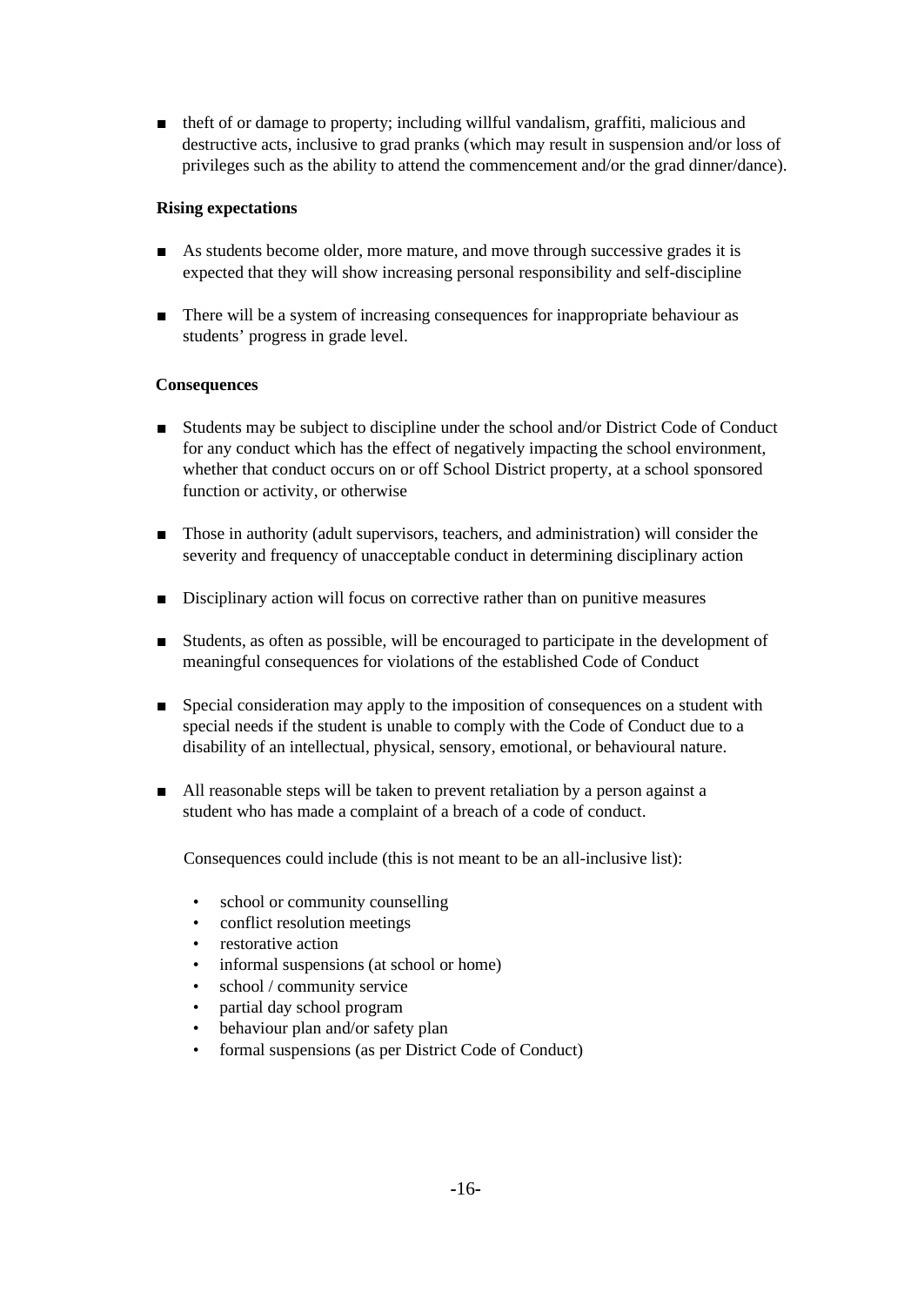- theft of or damage to property; including willful vandalism, graffiti, malicious and destructive acts, inclusive to grad pranks (which may result in suspension and/or loss of privileges such as the ability to attend the commencement and/or the grad dinner/dance).

**Rising expectations**

- As students become older, more mature, and move through successive grades it is expected that they will show increasing personal responsibility and self-discipline

- There will be a system of increasing consequences for inappropriate behaviour as students' progress in grade level.

**Consequences**

- Students may be subject to discipline under the school and/or District Code of Conduct for any conduct which has the effect of negatively impacting the school environment, whether that conduct occurs on or off School District property, at a school sponsored function or activity, or otherwise

- Those in authority (adult supervisors, teachers, and administration) will consider the severity and frequency of unacceptable conduct in determining disciplinary action

- Disciplinary action will focus on corrective rather than on punitive measures

- Students, as often as possible, will be encouraged to participate in the development of meaningful consequences for violations of the established Code of Conduct

- Special consideration may apply to the imposition of consequences on a student with special needs if the student is unable to comply with the Code of Conduct due to a disability of an intellectual, physical, sensory, emotional, or behavioural nature.

- All reasonable steps will be taken to prevent retaliation by a person against a student who has made a complaint of a breach of a code of conduct.

Consequences could include (this is not meant to be an all-inclusive list):

- school or community counselling
- conflict resolution meetings
- restorative action
- informal suspensions (at school or home)
- school / community service
- partial day school program
- behaviour plan and/or safety plan
- formal suspensions (as per District Code of Conduct)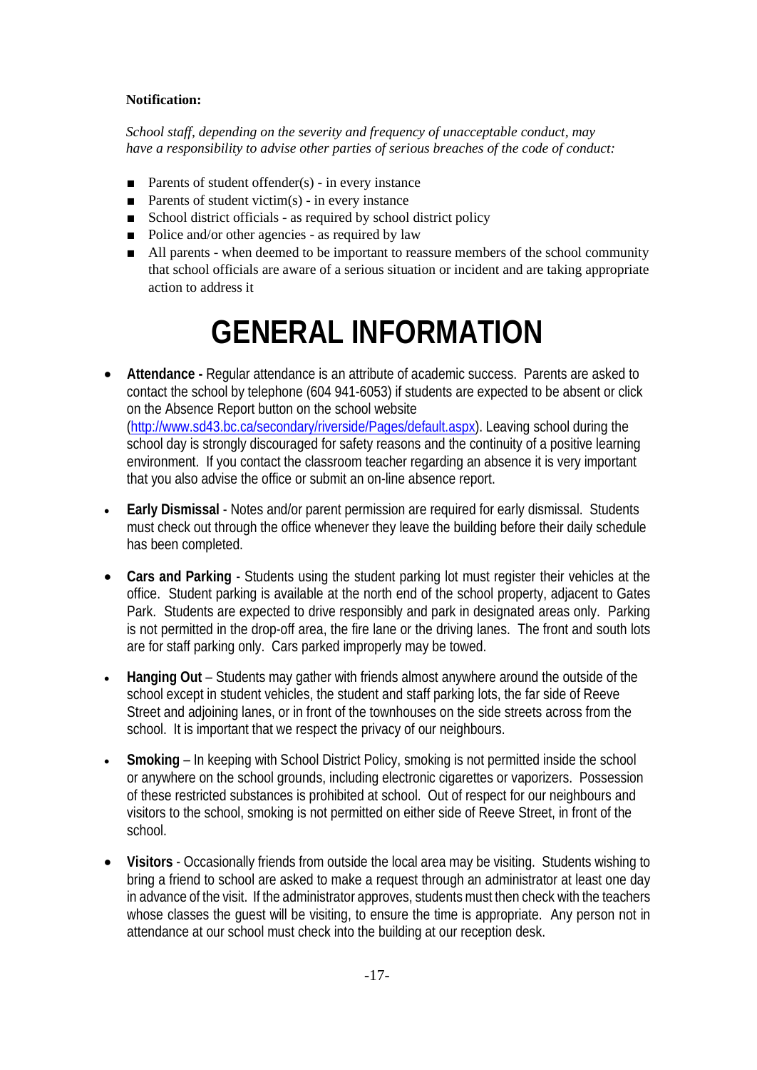**Notification:**

*School staff, depending on the severity and frequency of unacceptable conduct, may have a responsibility to advise other parties of serious breaches of the code of conduct:*

- Parents of student offender(s) - in every instance
- Parents of student victim(s) - in every instance
- School district officials - as required by school district policy
- Police and/or other agencies - as required by law
- All parents - when deemed to be important to reassure members of the school community that school officials are aware of a serious situation or incident and are taking appropriate action to address it

# GENERAL INFORMATION

- **Attendance -** Regular attendance is an attribute of academic success. Parents are asked to contact the school by telephone (604 941-6053) if students are expected to be absent or click on the Absence Report button on the school website (http://www.sd43.bc.ca/secondary/riverside/Pages/default.aspx). Leaving school during the school day is strongly discouraged for safety reasons and the continuity of a positive learning environment. If you contact the classroom teacher regarding an absence it is very important that you also advise the office or submit an on-line absence report.

- **Early Dismissal** - Notes and/or parent permission are required for early dismissal. Students must check out through the office whenever they leave the building before their daily schedule has been completed.

- **Cars and Parking** - Students using the student parking lot must register their vehicles at the office. Student parking is available at the north end of the school property, adjacent to Gates Park. Students are expected to drive responsibly and park in designated areas only. Parking is not permitted in the drop-off area, the fire lane or the driving lanes. The front and south lots are for staff parking only. Cars parked improperly may be towed.

- **Hanging Out** – Students may gather with friends almost anywhere around the outside of the school except in student vehicles, the student and staff parking lots, the far side of Reeve Street and adjoining lanes, or in front of the townhouses on the side streets across from the school. It is important that we respect the privacy of our neighbours.

- **Smoking** – In keeping with School District Policy, smoking is not permitted inside the school or anywhere on the school grounds, including electronic cigarettes or vaporizers. Possession of these restricted substances is prohibited at school. Out of respect for our neighbours and visitors to the school, smoking is not permitted on either side of Reeve Street, in front of the school.

- **Visitors** - Occasionally friends from outside the local area may be visiting. Students wishing to bring a friend to school are asked to make a request through an administrator at least one day in advance of the visit. If the administrator approves, students must then check with the teachers whose classes the guest will be visiting, to ensure the time is appropriate. Any person not in attendance at our school must check into the building at our reception desk.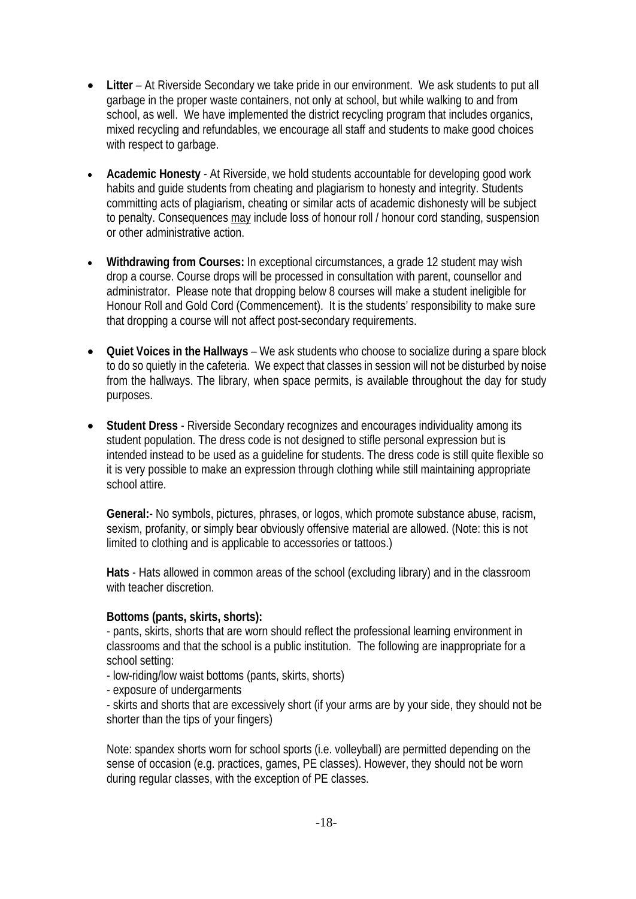- **Litter** – At Riverside Secondary we take pride in our environment. We ask students to put all garbage in the proper waste containers, not only at school, but while walking to and from school, as well. We have implemented the district recycling program that includes organics, mixed recycling and refundables, we encourage all staff and students to make good choices with respect to garbage.

- **Academic Honesty** - At Riverside, we hold students accountable for developing good work habits and guide students from cheating and plagiarism to honesty and integrity. Students committing acts of plagiarism, cheating or similar acts of academic dishonesty will be subject to penalty. Consequences <u>may</u> include loss of honour roll / honour cord standing, suspension or other administrative action.

- **Withdrawing from Courses:** In exceptional circumstances, a grade 12 student may wish drop a course. Course drops will be processed in consultation with parent, counsellor and administrator. Please note that dropping below 8 courses will make a student ineligible for Honour Roll and Gold Cord (Commencement). It is the students' responsibility to make sure that dropping a course will not affect post-secondary requirements.

- **Quiet Voices in the Hallways** – We ask students who choose to socialize during a spare block to do so quietly in the cafeteria. We expect that classes in session will not be disturbed by noise from the hallways. The library, when space permits, is available throughout the day for study purposes.

- **Student Dress** - Riverside Secondary recognizes and encourages individuality among its student population. The dress code is not designed to stifle personal expression but is intended instead to be used as a guideline for students. The dress code is still quite flexible so it is very possible to make an expression through clothing while still maintaining appropriate school attire.

  **General:**- No symbols, pictures, phrases, or logos, which promote substance abuse, racism, sexism, profanity, or simply bear obviously offensive material are allowed. (Note: this is not limited to clothing and is applicable to accessories or tattoos.)

  **Hats** - Hats allowed in common areas of the school (excluding library) and in the classroom with teacher discretion.

  **Bottoms (pants, skirts, shorts):**
  - pants, skirts, shorts that are worn should reflect the professional learning environment in classrooms and that the school is a public institution. The following are inappropriate for a school setting:
  - low-riding/low waist bottoms (pants, skirts, shorts)
  - exposure of undergarments
  - skirts and shorts that are excessively short (if your arms are by your side, they should not be shorter than the tips of your fingers)

  Note: spandex shorts worn for school sports (i.e. volleyball) are permitted depending on the sense of occasion (e.g. practices, games, PE classes). However, they should not be worn during regular classes, with the exception of PE classes.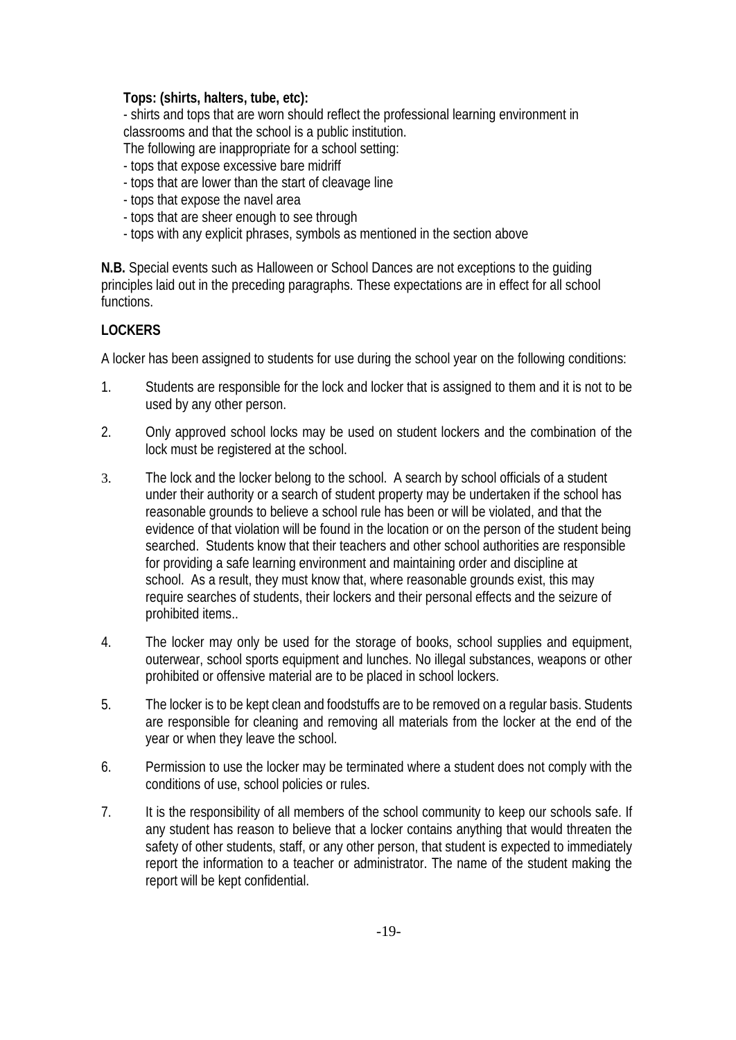**Tops: (shirts, halters, tube, etc):**

- shirts and tops that are worn should reflect the professional learning environment in classrooms and that the school is a public institution.

The following are inappropriate for a school setting:

- tops that expose excessive bare midriff
- tops that are lower than the start of cleavage line
- tops that expose the navel area
- tops that are sheer enough to see through
- tops with any explicit phrases, symbols as mentioned in the section above

**N.B.** Special events such as Halloween or School Dances are not exceptions to the guiding principles laid out in the preceding paragraphs. These expectations are in effect for all school functions.

**LOCKERS**

A locker has been assigned to students for use during the school year on the following conditions:

1. Students are responsible for the lock and locker that is assigned to them and it is not to be used by any other person.
2. Only approved school locks may be used on student lockers and the combination of the lock must be registered at the school.
3. The lock and the locker belong to the school. A search by school officials of a student under their authority or a search of student property may be undertaken if the school has reasonable grounds to believe a school rule has been or will be violated, and that the evidence of that violation will be found in the location or on the person of the student being searched. Students know that their teachers and other school authorities are responsible for providing a safe learning environment and maintaining order and discipline at school. As a result, they must know that, where reasonable grounds exist, this may require searches of students, their lockers and their personal effects and the seizure of prohibited items..
4. The locker may only be used for the storage of books, school supplies and equipment, outerwear, school sports equipment and lunches. No illegal substances, weapons or other prohibited or offensive material are to be placed in school lockers.
5. The locker is to be kept clean and foodstuffs are to be removed on a regular basis. Students are responsible for cleaning and removing all materials from the locker at the end of the year or when they leave the school.
6. Permission to use the locker may be terminated where a student does not comply with the conditions of use, school policies or rules.
7. It is the responsibility of all members of the school community to keep our schools safe. If any student has reason to believe that a locker contains anything that would threaten the safety of other students, staff, or any other person, that student is expected to immediately report the information to a teacher or administrator. The name of the student making the report will be kept confidential.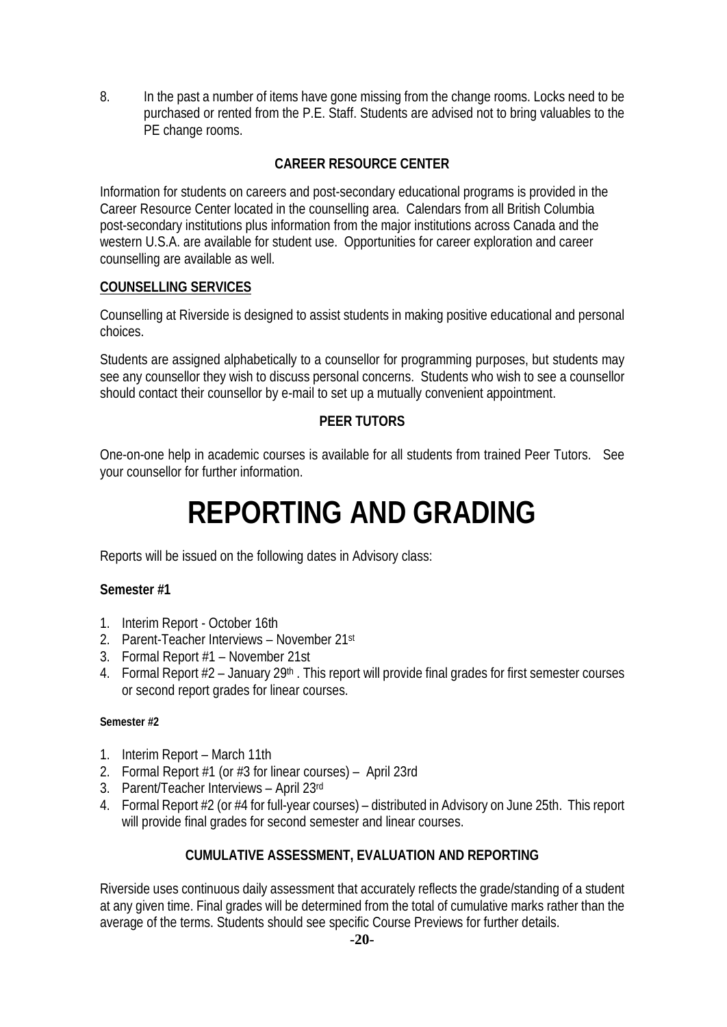8. In the past a number of items have gone missing from the change rooms. Locks need to be purchased or rented from the P.E. Staff. Students are advised not to bring valuables to the PE change rooms.

### CAREER RESOURCE CENTER

Information for students on careers and post-secondary educational programs is provided in the Career Resource Center located in the counselling area. Calendars from all British Columbia post-secondary institutions plus information from the major institutions across Canada and the western U.S.A. are available for student use. Opportunities for career exploration and career counselling are available as well.

### COUNSELLING SERVICES

Counselling at Riverside is designed to assist students in making positive educational and personal choices.

Students are assigned alphabetically to a counsellor for programming purposes, but students may see any counsellor they wish to discuss personal concerns. Students who wish to see a counsellor should contact their counsellor by e-mail to set up a mutually convenient appointment.

### PEER TUTORS

One-on-one help in academic courses is available for all students from trained Peer Tutors. See your counsellor for further information.

# REPORTING AND GRADING

Reports will be issued on the following dates in Advisory class:

**Semester #1**

1. Interim Report - October 16th
2. Parent-Teacher Interviews – November 21st
3. Formal Report #1 – November 21st
4. Formal Report #2 – January 29th . This report will provide final grades for first semester courses or second report grades for linear courses.

**Semester #2**

1. Interim Report – March 11th
2. Formal Report #1 (or #3 for linear courses) – April 23rd
3. Parent/Teacher Interviews – April 23rd
4. Formal Report #2 (or #4 for full-year courses) – distributed in Advisory on June 25th. This report will provide final grades for second semester and linear courses.

### CUMULATIVE ASSESSMENT, EVALUATION AND REPORTING

Riverside uses continuous daily assessment that accurately reflects the grade/standing of a student at any given time. Final grades will be determined from the total of cumulative marks rather than the average of the terms. Students should see specific Course Previews for further details.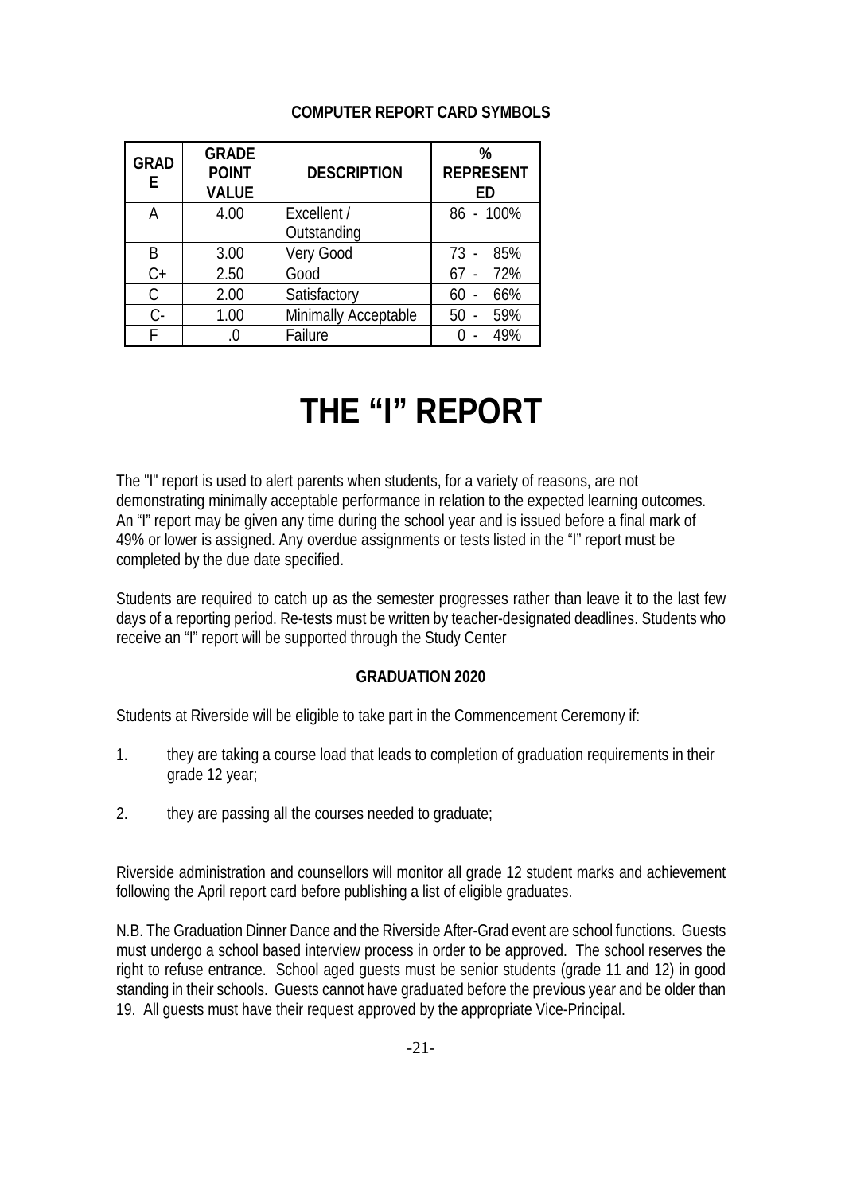**COMPUTER REPORT CARD SYMBOLS**

| GRADE | GRADE POINT VALUE | DESCRIPTION | % REPRESENTED |
|---|---|---|---|
| A | 4.00 | Excellent / Outstanding | 86 - 100% |
| B | 3.00 | Very Good | 73 - 85% |
| C+ | 2.50 | Good | 67 - 72% |
| C | 2.00 | Satisfactory | 60 - 66% |
| C- | 1.00 | Minimally Acceptable | 50 - 59% |
| F | .0 | Failure | 0 - 49% |

# THE "I" REPORT

The "I" report is used to alert parents when students, for a variety of reasons, are not demonstrating minimally acceptable performance in relation to the expected learning outcomes. An "I" report may be given any time during the school year and is issued before a final mark of 49% or lower is assigned. Any overdue assignments or tests listed in the "I" report must be completed by the due date specified.

Students are required to catch up as the semester progresses rather than leave it to the last few days of a reporting period. Re-tests must be written by teacher-designated deadlines. Students who receive an "I" report will be supported through the Study Center

**GRADUATION 2020**

Students at Riverside will be eligible to take part in the Commencement Ceremony if:

1. they are taking a course load that leads to completion of graduation requirements in their grade 12 year;

2. they are passing all the courses needed to graduate;

Riverside administration and counsellors will monitor all grade 12 student marks and achievement following the April report card before publishing a list of eligible graduates.

N.B. The Graduation Dinner Dance and the Riverside After-Grad event are school functions. Guests must undergo a school based interview process in order to be approved. The school reserves the right to refuse entrance. School aged guests must be senior students (grade 11 and 12) in good standing in their schools. Guests cannot have graduated before the previous year and be older than 19. All guests must have their request approved by the appropriate Vice-Principal.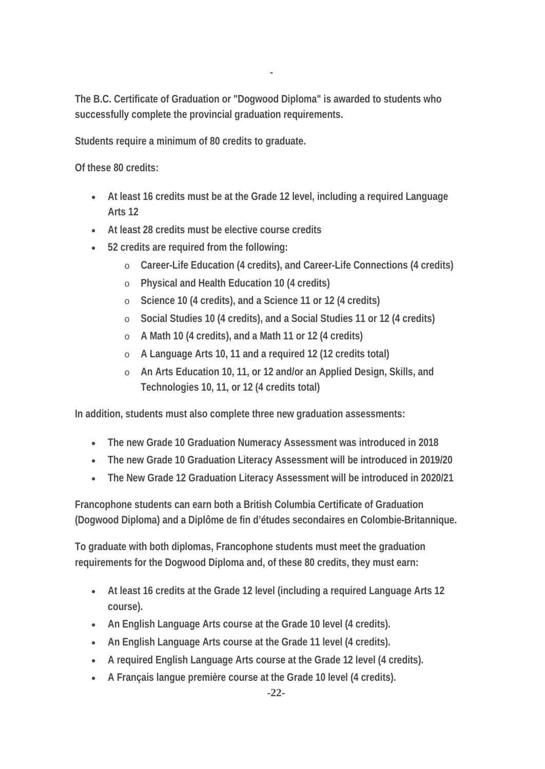**The B.C. Certificate of Graduation or "Dogwood Diploma" is awarded to students who successfully complete the provincial graduation requirements.**

**Students require a minimum of 80 credits to graduate.**

**Of these 80 credits:**

- **At least 16 credits must be at the Grade 12 level, including a required Language Arts 12**
- **At least 28 credits must be elective course credits**
- **52 credits are required from the following:**
  - **Career-Life Education (4 credits), and Career-Life Connections (4 credits)**
  - **Physical and Health Education 10 (4 credits)**
  - **Science 10 (4 credits), and a Science 11 or 12 (4 credits)**
  - **Social Studies 10 (4 credits), and a Social Studies 11 or 12 (4 credits)**
  - **A Math 10 (4 credits), and a Math 11 or 12 (4 credits)**
  - **A Language Arts 10, 11 and a required 12 (12 credits total)**
  - **An Arts Education 10, 11, or 12 and/or an Applied Design, Skills, and Technologies 10, 11, or 12 (4 credits total)**

**In addition, students must also complete three new graduation assessments:**

- **The new Grade 10 Graduation Numeracy Assessment was introduced in 2018**
- **The new Grade 10 Graduation Literacy Assessment will be introduced in 2019/20**
- **The New Grade 12 Graduation Literacy Assessment will be introduced in 2020/21**

**Francophone students can earn both a British Columbia Certificate of Graduation (Dogwood Diploma) and a Diplôme de fin d'études secondaires en Colombie-Britannique.**

**To graduate with both diplomas, Francophone students must meet the graduation requirements for the Dogwood Diploma and, of these 80 credits, they must earn:**

- **At least 16 credits at the Grade 12 level (including a required Language Arts 12 course).**
- **An English Language Arts course at the Grade 10 level (4 credits).**
- **An English Language Arts course at the Grade 11 level (4 credits).**
- **A required English Language Arts course at the Grade 12 level (4 credits).**
- **A Français langue première course at the Grade 10 level (4 credits).**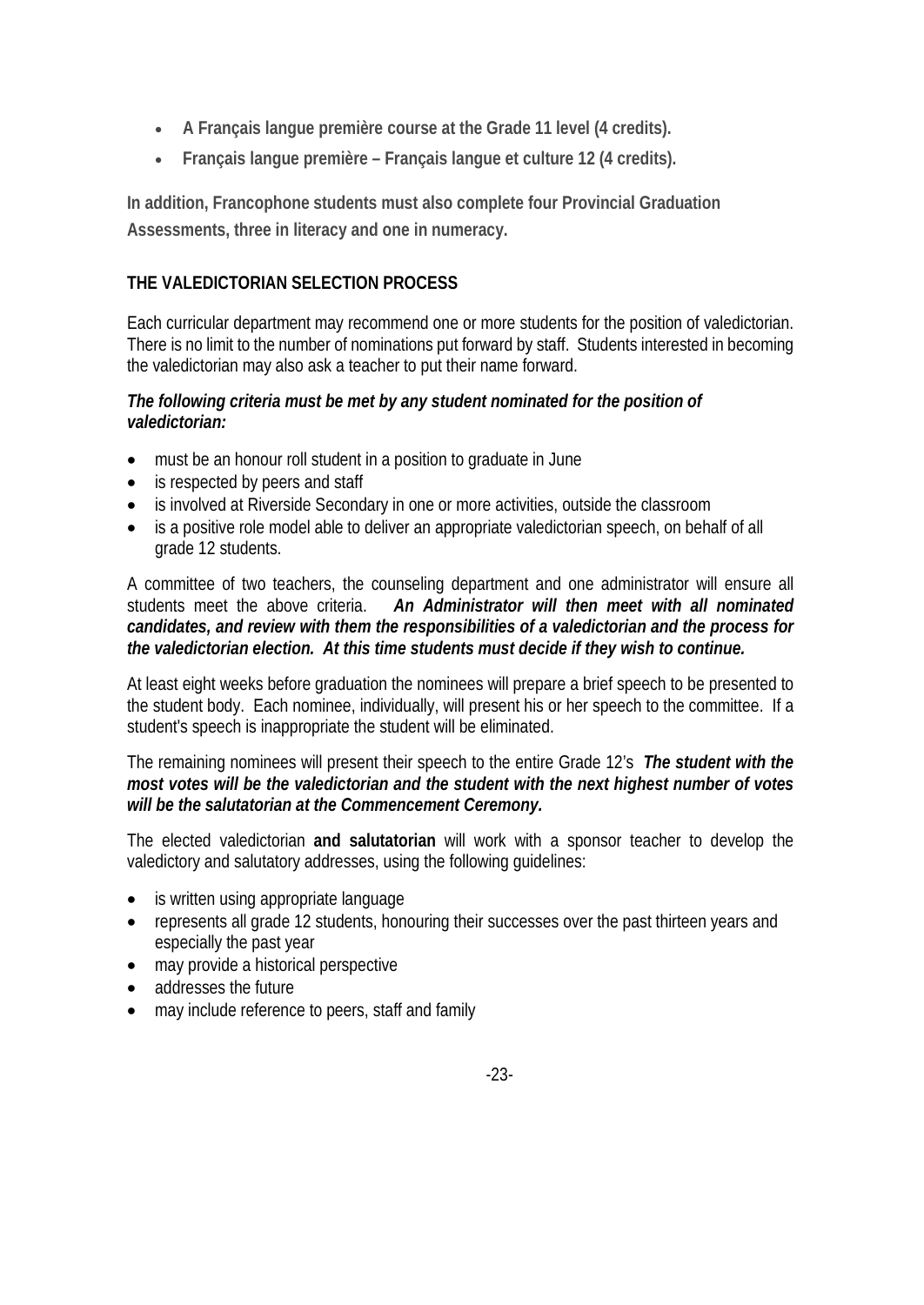- **A Français langue première course at the Grade 11 level (4 credits).**
- **Français langue première – Français langue et culture 12 (4 credits).**

**In addition, Francophone students must also complete four Provincial Graduation Assessments, three in literacy and one in numeracy.**

## THE VALEDICTORIAN SELECTION PROCESS

Each curricular department may recommend one or more students for the position of valedictorian. There is no limit to the number of nominations put forward by staff. Students interested in becoming the valedictorian may also ask a teacher to put their name forward.

***The following criteria must be met by any student nominated for the position of valedictorian:***

- must be an honour roll student in a position to graduate in June
- is respected by peers and staff
- is involved at Riverside Secondary in one or more activities, outside the classroom
- is a positive role model able to deliver an appropriate valedictorian speech, on behalf of all grade 12 students.

A committee of two teachers, the counseling department and one administrator will ensure all students meet the above criteria. ***An Administrator will then meet with all nominated candidates, and review with them the responsibilities of a valedictorian and the process for the valedictorian election. At this time students must decide if they wish to continue.***

At least eight weeks before graduation the nominees will prepare a brief speech to be presented to the student body. Each nominee, individually, will present his or her speech to the committee. If a student's speech is inappropriate the student will be eliminated.

The remaining nominees will present their speech to the entire Grade 12's ***The student with the most votes will be the valedictorian and the student with the next highest number of votes will be the salutatorian at the Commencement Ceremony.***

The elected valedictorian **and salutatorian** will work with a sponsor teacher to develop the valedictory and salutatory addresses, using the following guidelines:

- is written using appropriate language
- represents all grade 12 students, honouring their successes over the past thirteen years and especially the past year
- may provide a historical perspective
- addresses the future
- may include reference to peers, staff and family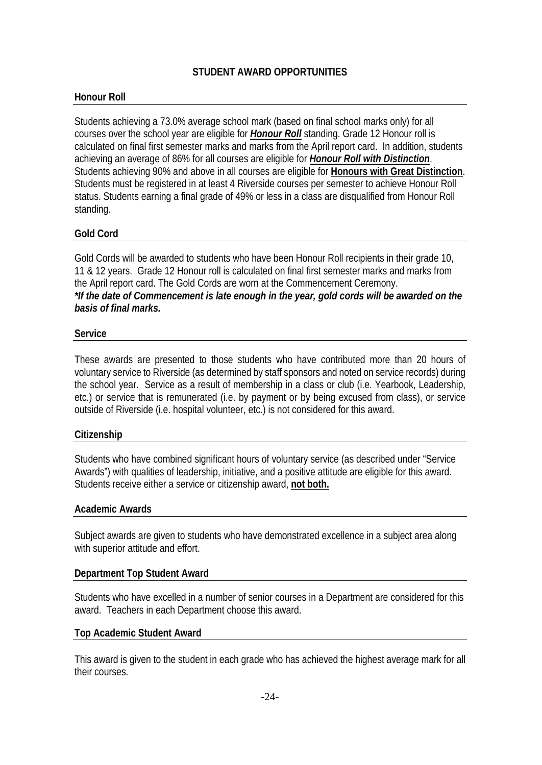# STUDENT AWARD OPPORTUNITIES

## Honour Roll

Students achieving a 73.0% average school mark (based on final school marks only) for all courses over the school year are eligible for ***Honour Roll*** standing. Grade 12 Honour roll is calculated on final first semester marks and marks from the April report card. In addition, students achieving an average of 86% for all courses are eligible for ***Honour Roll with Distinction***. Students achieving 90% and above in all courses are eligible for **Honours with Great Distinction**. Students must be registered in at least 4 Riverside courses per semester to achieve Honour Roll status. Students earning a final grade of 49% or less in a class are disqualified from Honour Roll standing.

## Gold Cord

Gold Cords will be awarded to students who have been Honour Roll recipients in their grade 10, 11 & 12 years. Grade 12 Honour roll is calculated on final first semester marks and marks from the April report card. The Gold Cords are worn at the Commencement Ceremony.
***\*If the date of Commencement is late enough in the year, gold cords will be awarded on the basis of final marks.***

## Service

These awards are presented to those students who have contributed more than 20 hours of voluntary service to Riverside (as determined by staff sponsors and noted on service records) during the school year. Service as a result of membership in a class or club (i.e. Yearbook, Leadership, etc.) or service that is remunerated (i.e. by payment or by being excused from class), or service outside of Riverside (i.e. hospital volunteer, etc.) is not considered for this award.

## Citizenship

Students who have combined significant hours of voluntary service (as described under "Service Awards") with qualities of leadership, initiative, and a positive attitude are eligible for this award. Students receive either a service or citizenship award, **not both.**

## Academic Awards

Subject awards are given to students who have demonstrated excellence in a subject area along with superior attitude and effort.

## Department Top Student Award

Students who have excelled in a number of senior courses in a Department are considered for this award. Teachers in each Department choose this award.

## Top Academic Student Award

This award is given to the student in each grade who has achieved the highest average mark for all their courses.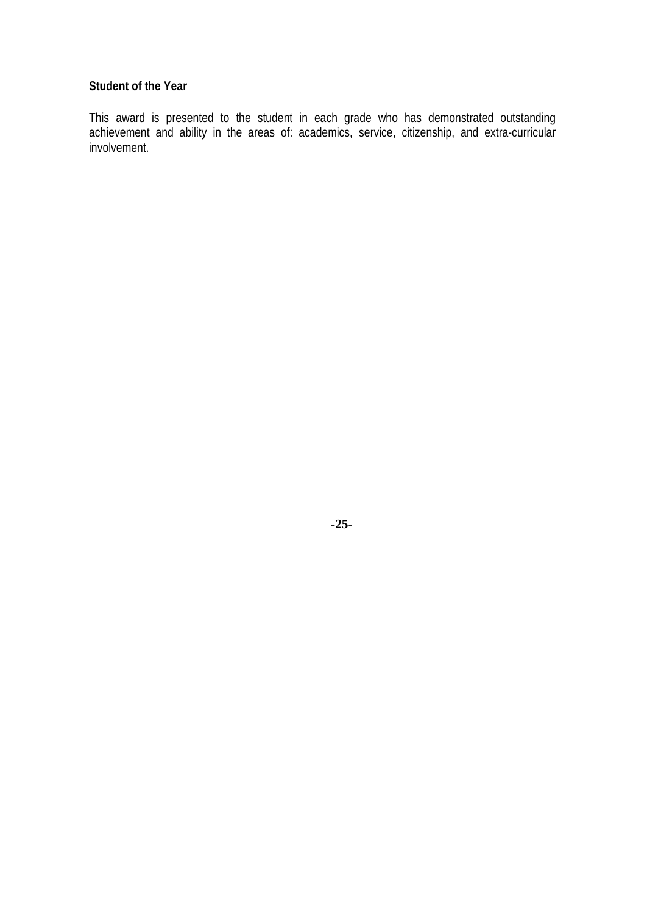### Student of the Year

This award is presented to the student in each grade who has demonstrated outstanding achievement and ability in the areas of: academics, service, citizenship, and extra-curricular involvement.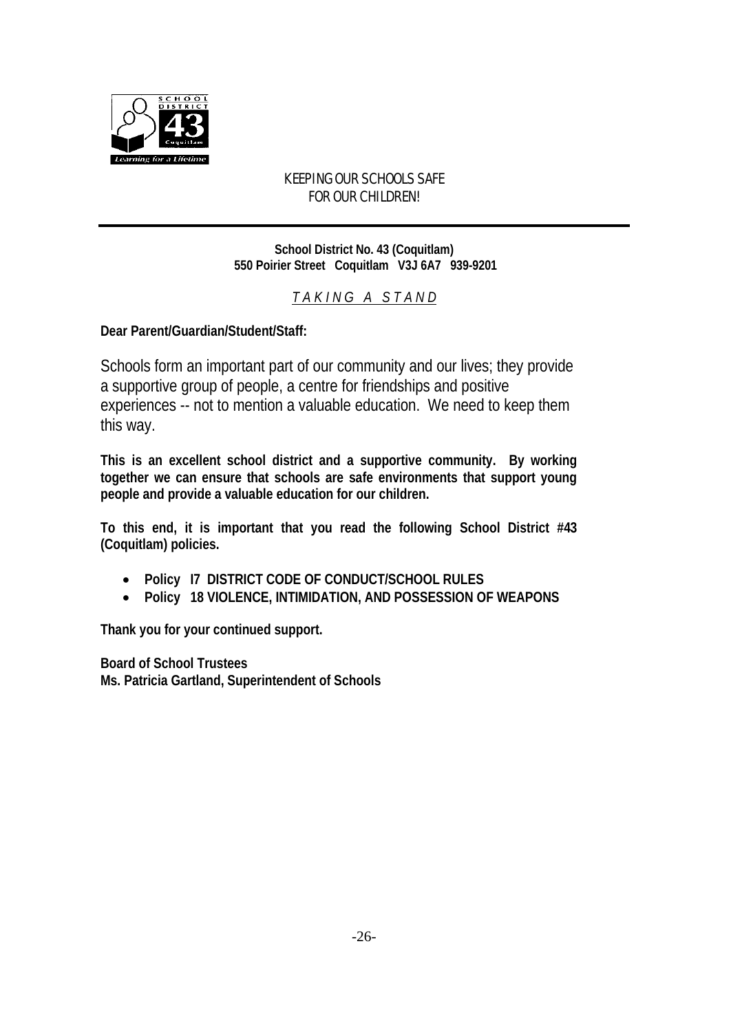KEEPING OUR SCHOOLS SAFE
FOR OUR CHILDREN!

---

**School District No. 43 (Coquitlam)**
**550 Poirier Street Coquitlam V3J 6A7 939-9201**

*T A K I N G A S T A N D*

**Dear Parent/Guardian/Student/Staff:**

Schools form an important part of our community and our lives; they provide a supportive group of people, a centre for friendships and positive experiences -- not to mention a valuable education. We need to keep them this way.

**This is an excellent school district and a supportive community. By working together we can ensure that schools are safe environments that support young people and provide a valuable education for our children.**

**To this end, it is important that you read the following School District #43 (Coquitlam) policies.**

- **Policy I7 DISTRICT CODE OF CONDUCT/SCHOOL RULES**
- **Policy 18 VIOLENCE, INTIMIDATION, AND POSSESSION OF WEAPONS**

**Thank you for your continued support.**

**Board of School Trustees**
**Ms. Patricia Gartland, Superintendent of Schools**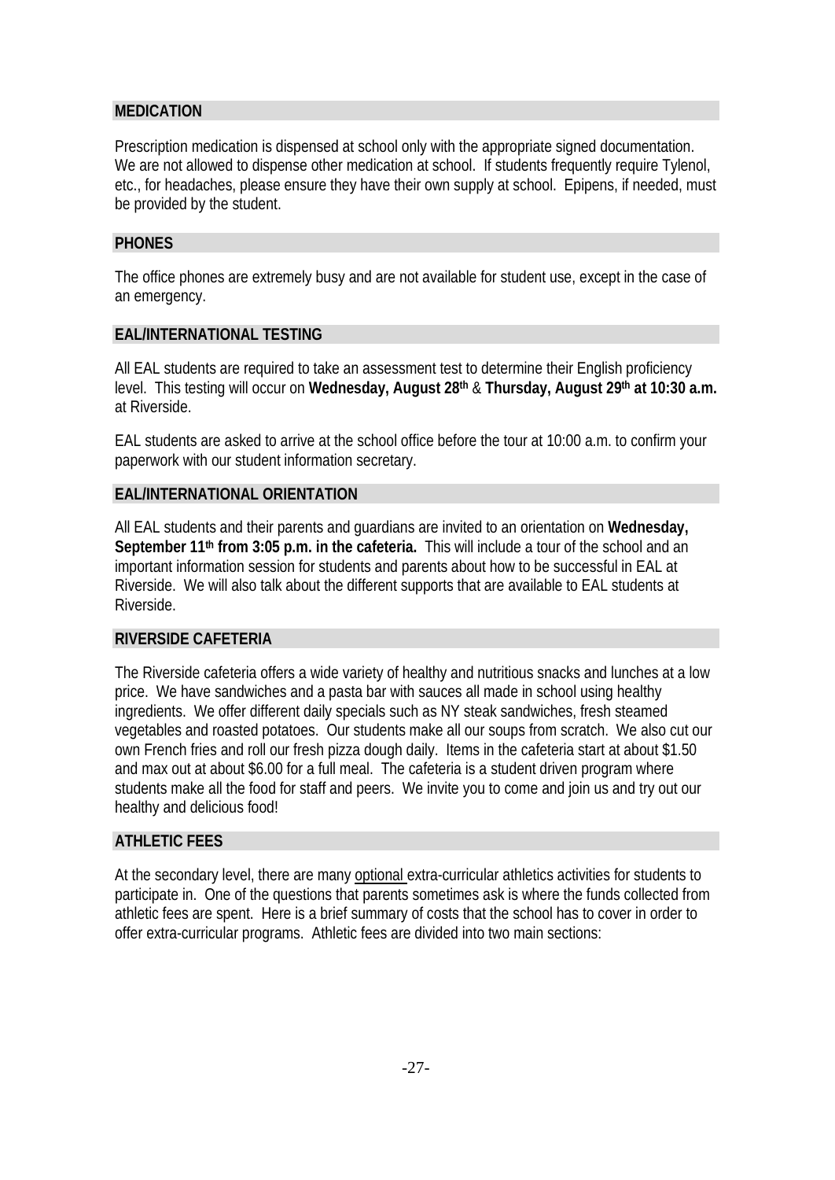## MEDICATION

Prescription medication is dispensed at school only with the appropriate signed documentation. We are not allowed to dispense other medication at school. If students frequently require Tylenol, etc., for headaches, please ensure they have their own supply at school. Epipens, if needed, must be provided by the student.

## PHONES

The office phones are extremely busy and are not available for student use, except in the case of an emergency.

## EAL/INTERNATIONAL TESTING

All EAL students are required to take an assessment test to determine their English proficiency level. This testing will occur on **Wednesday, August 28th** & **Thursday, August 29th at 10:30 a.m.** at Riverside.

EAL students are asked to arrive at the school office before the tour at 10:00 a.m. to confirm your paperwork with our student information secretary.

## EAL/INTERNATIONAL ORIENTATION

All EAL students and their parents and guardians are invited to an orientation on **Wednesday, September 11th from 3:05 p.m. in the cafeteria.** This will include a tour of the school and an important information session for students and parents about how to be successful in EAL at Riverside. We will also talk about the different supports that are available to EAL students at Riverside.

## RIVERSIDE CAFETERIA

The Riverside cafeteria offers a wide variety of healthy and nutritious snacks and lunches at a low price. We have sandwiches and a pasta bar with sauces all made in school using healthy ingredients. We offer different daily specials such as NY steak sandwiches, fresh steamed vegetables and roasted potatoes. Our students make all our soups from scratch. We also cut our own French fries and roll our fresh pizza dough daily. Items in the cafeteria start at about $1.50 and max out at about $6.00 for a full meal. The cafeteria is a student driven program where students make all the food for staff and peers. We invite you to come and join us and try out our healthy and delicious food!

## ATHLETIC FEES

At the secondary level, there are many optional extra-curricular athletics activities for students to participate in. One of the questions that parents sometimes ask is where the funds collected from athletic fees are spent. Here is a brief summary of costs that the school has to cover in order to offer extra-curricular programs. Athletic fees are divided into two main sections: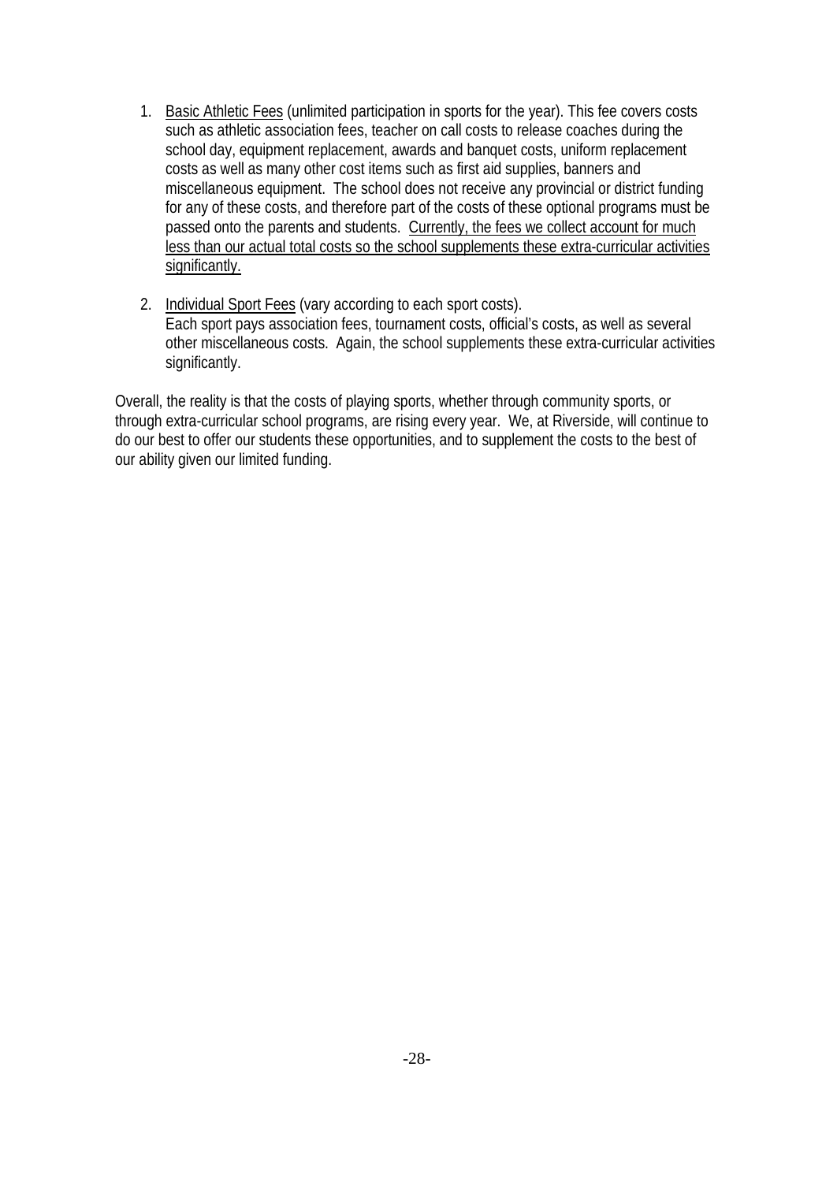1. Basic Athletic Fees (unlimited participation in sports for the year). This fee covers costs such as athletic association fees, teacher on call costs to release coaches during the school day, equipment replacement, awards and banquet costs, uniform replacement costs as well as many other cost items such as first aid supplies, banners and miscellaneous equipment. The school does not receive any provincial or district funding for any of these costs, and therefore part of the costs of these optional programs must be passed onto the parents and students. Currently, the fees we collect account for much less than our actual total costs so the school supplements these extra-curricular activities significantly.

2. Individual Sport Fees (vary according to each sport costs).
   Each sport pays association fees, tournament costs, official's costs, as well as several other miscellaneous costs. Again, the school supplements these extra-curricular activities significantly.

Overall, the reality is that the costs of playing sports, whether through community sports, or through extra-curricular school programs, are rising every year. We, at Riverside, will continue to do our best to offer our students these opportunities, and to supplement the costs to the best of our ability given our limited funding.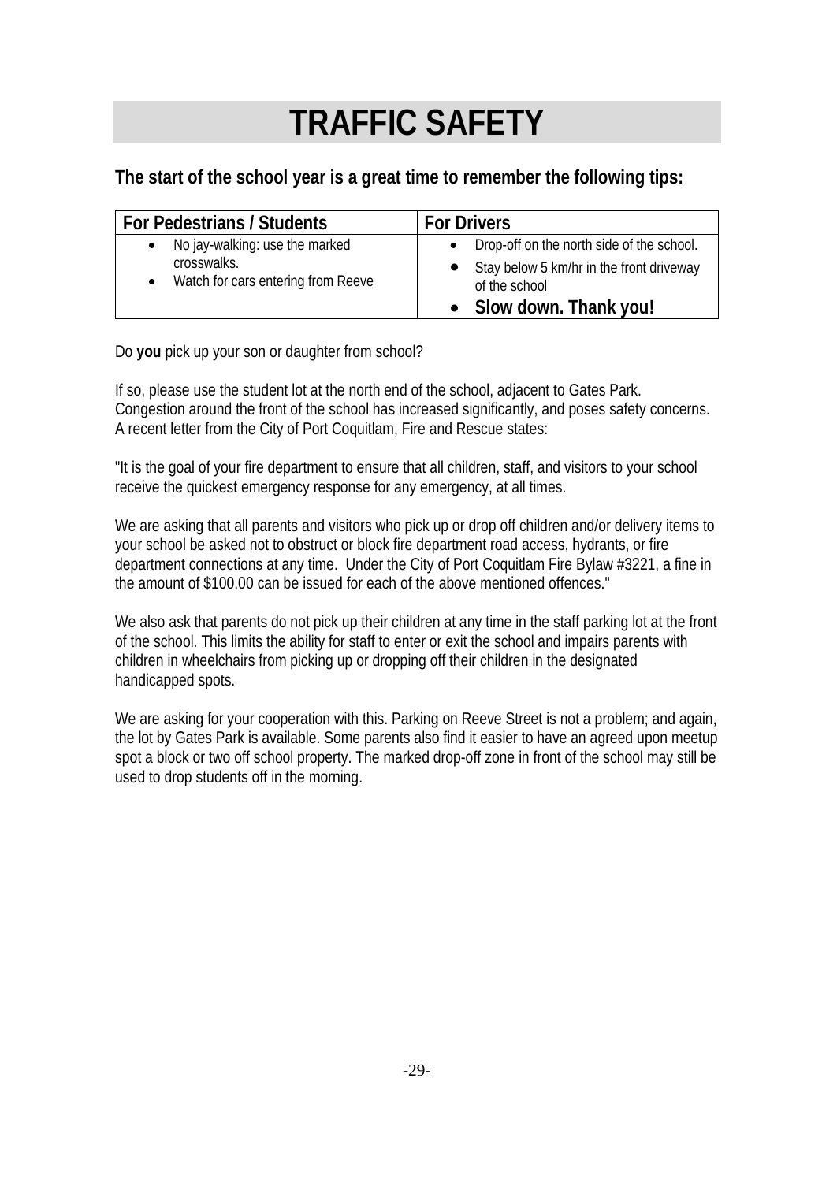# TRAFFIC SAFETY

**The start of the school year is a great time to remember the following tips:**

| For Pedestrians / Students | For Drivers |
| --- | --- |
| • No jay-walking: use the marked crosswalks.<br>• Watch for cars entering from Reeve | • Drop-off on the north side of the school.<br>• Stay below 5 km/hr in the front driveway of the school<br>• **Slow down. Thank you!** |

Do **you** pick up your son or daughter from school?

If so, please use the student lot at the north end of the school, adjacent to Gates Park. Congestion around the front of the school has increased significantly, and poses safety concerns. A recent letter from the City of Port Coquitlam, Fire and Rescue states:

"It is the goal of your fire department to ensure that all children, staff, and visitors to your school receive the quickest emergency response for any emergency, at all times.

We are asking that all parents and visitors who pick up or drop off children and/or delivery items to your school be asked not to obstruct or block fire department road access, hydrants, or fire department connections at any time. Under the City of Port Coquitlam Fire Bylaw #3221, a fine in the amount of $100.00 can be issued for each of the above mentioned offences."

We also ask that parents do not pick up their children at any time in the staff parking lot at the front of the school. This limits the ability for staff to enter or exit the school and impairs parents with children in wheelchairs from picking up or dropping off their children in the designated handicapped spots.

We are asking for your cooperation with this. Parking on Reeve Street is not a problem; and again, the lot by Gates Park is available. Some parents also find it easier to have an agreed upon meetup spot a block or two off school property. The marked drop-off zone in front of the school may still be used to drop students off in the morning.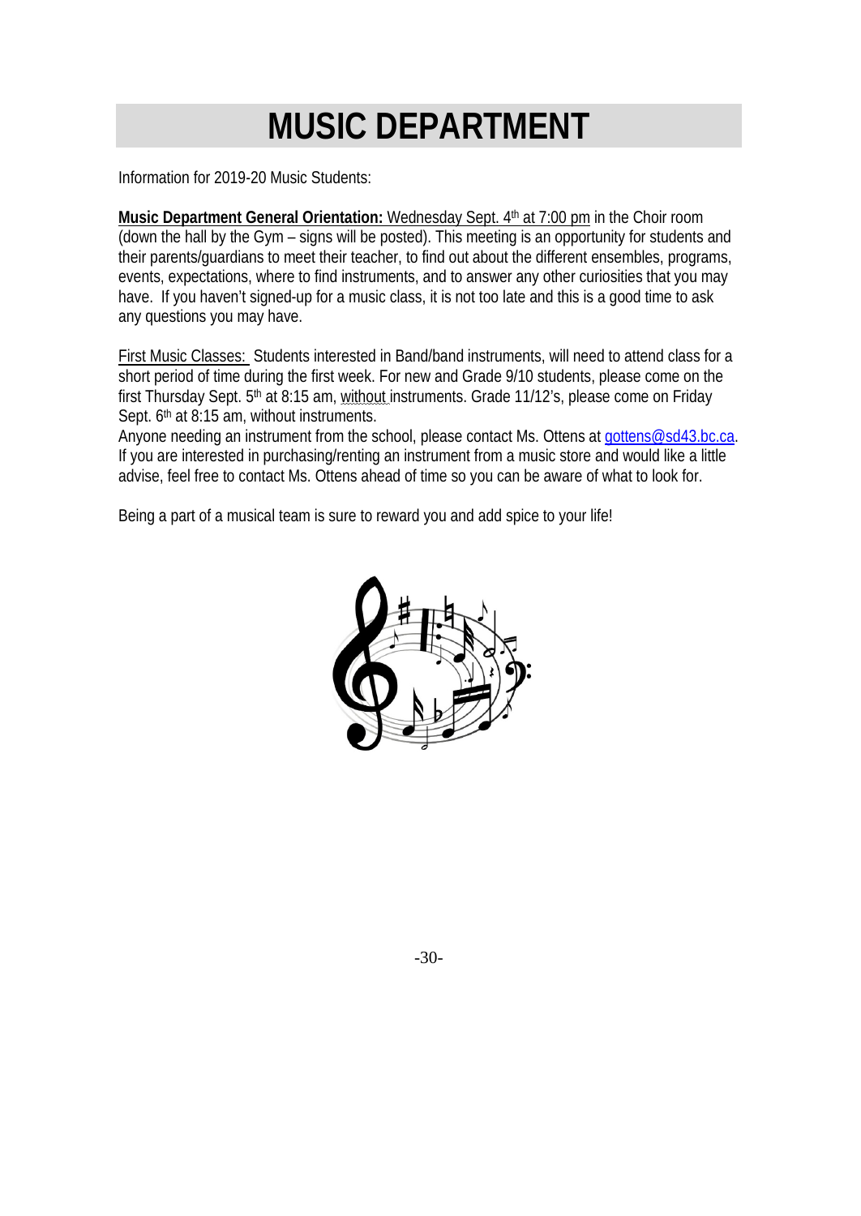# MUSIC DEPARTMENT

Information for 2019-20 Music Students:

**Music Department General Orientation:** Wednesday Sept. 4th at 7:00 pm in the Choir room (down the hall by the Gym – signs will be posted). This meeting is an opportunity for students and their parents/guardians to meet their teacher, to find out about the different ensembles, programs, events, expectations, where to find instruments, and to answer any other curiosities that you may have. If you haven't signed-up for a music class, it is not too late and this is a good time to ask any questions you may have.

First Music Classes: Students interested in Band/band instruments, will need to attend class for a short period of time during the first week. For new and Grade 9/10 students, please come on the first Thursday Sept. 5th at 8:15 am, without instruments. Grade 11/12's, please come on Friday Sept. 6th at 8:15 am, without instruments.

Anyone needing an instrument from the school, please contact Ms. Ottens at gottens@sd43.bc.ca. If you are interested in purchasing/renting an instrument from a music store and would like a little advise, feel free to contact Ms. Ottens ahead of time so you can be aware of what to look for.

Being a part of a musical team is sure to reward you and add spice to your life!